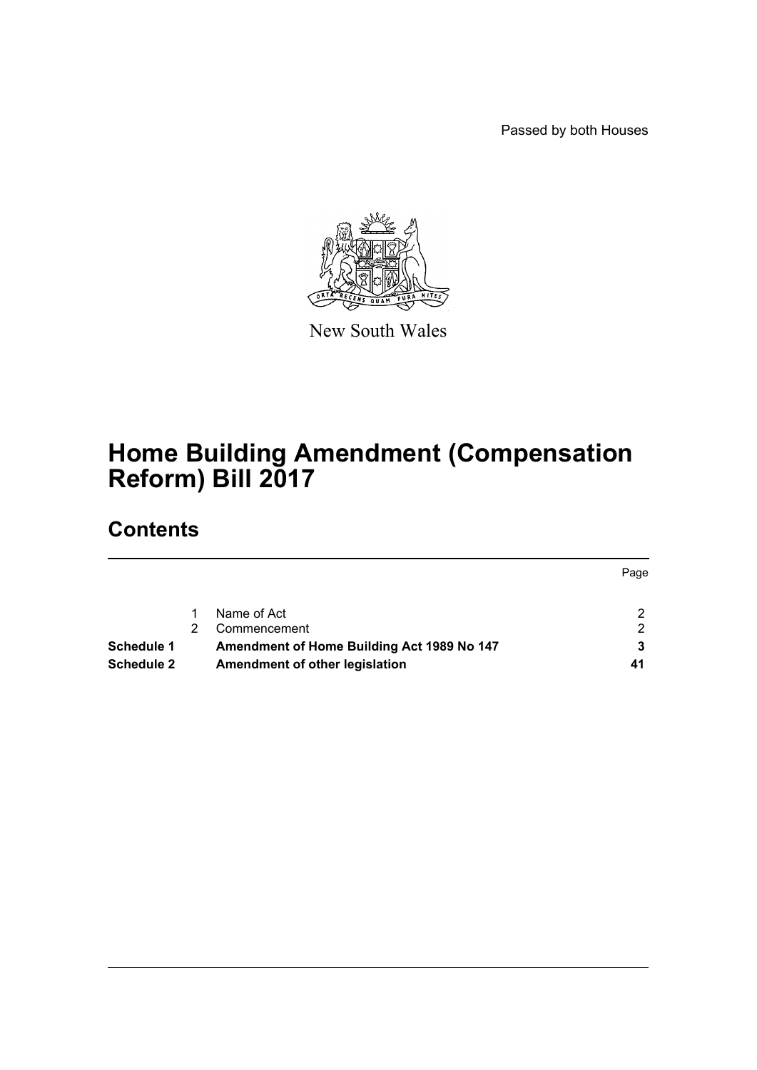Passed by both Houses

New South Wales

# Home Building Amendment (Compensation Reform) Bill 2017

## Contents

| | | | Page |
|---|---|---|---|
| | 1 | Name of Act | 2 |
| | 2 | Commencement | 2 |
| **Schedule 1** | | **Amendment of Home Building Act 1989 No 147** | **3** |
| **Schedule 2** | | **Amendment of other legislation** | **41** |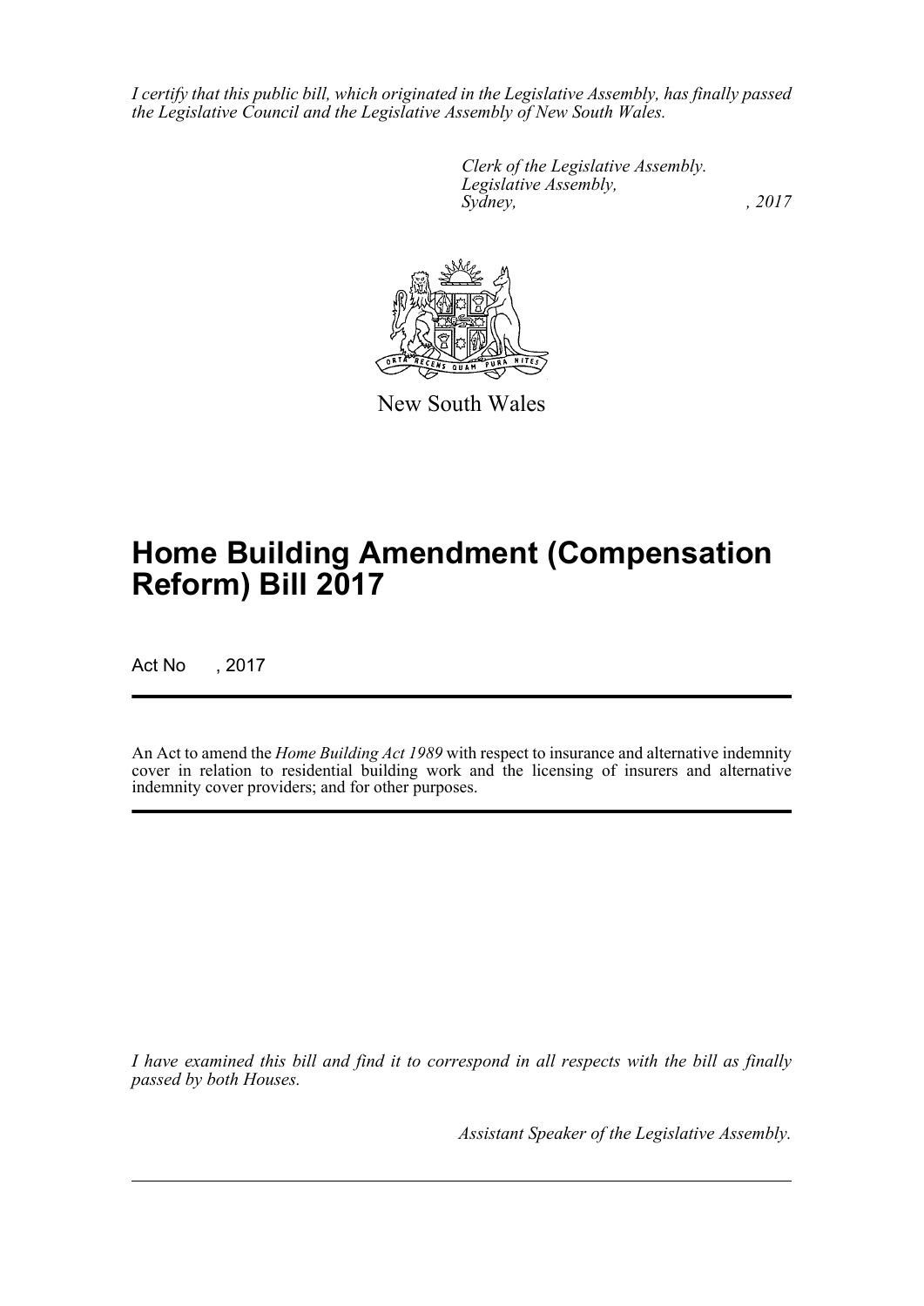*I certify that this public bill, which originated in the Legislative Assembly, has finally passed the Legislative Council and the Legislative Assembly of New South Wales.*

*Clerk of the Legislative Assembly.*
*Legislative Assembly,*
*Sydney, , 2017*

New South Wales

# Home Building Amendment (Compensation Reform) Bill 2017

Act No , 2017

An Act to amend the *Home Building Act 1989* with respect to insurance and alternative indemnity cover in relation to residential building work and the licensing of insurers and alternative indemnity cover providers; and for other purposes.

*I have examined this bill and find it to correspond in all respects with the bill as finally passed by both Houses.*

*Assistant Speaker of the Legislative Assembly.*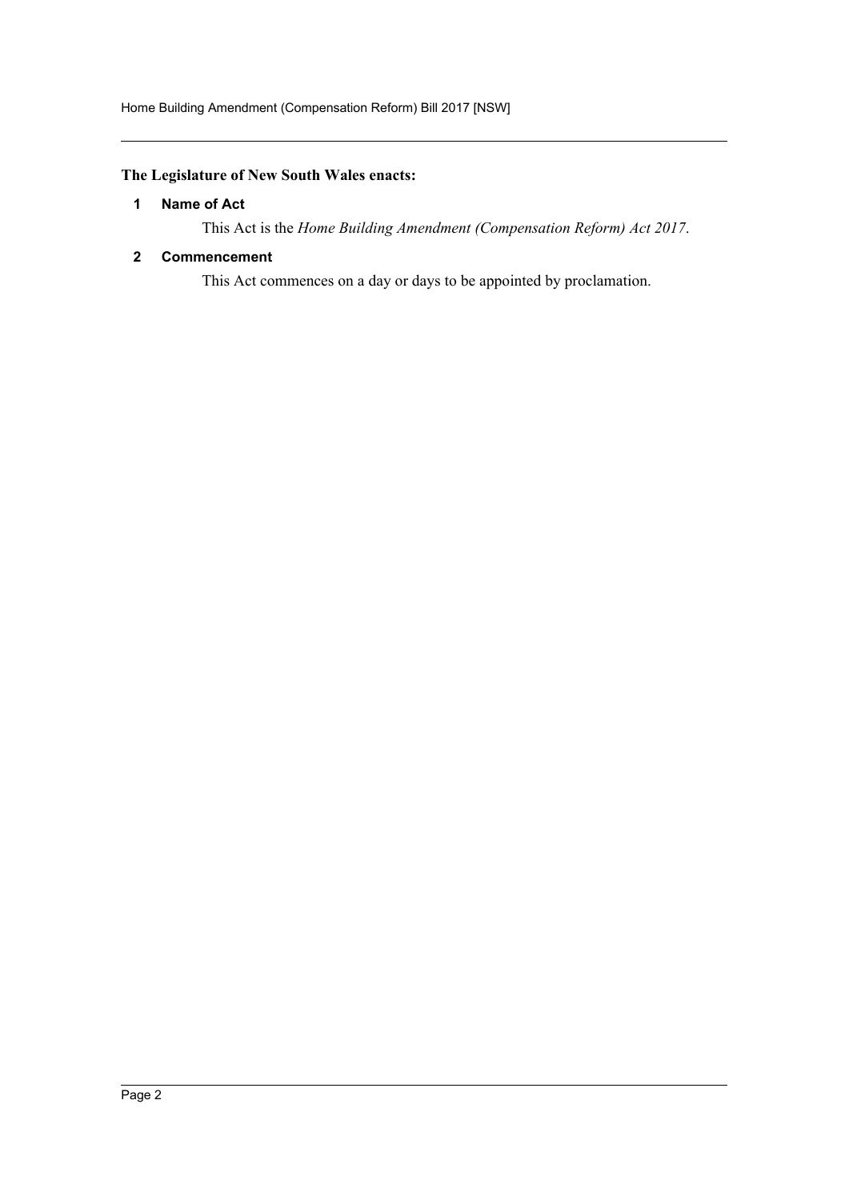**The Legislature of New South Wales enacts:**

### 1 Name of Act

This Act is the *Home Building Amendment (Compensation Reform) Act 2017*.

### 2 Commencement

This Act commences on a day or days to be appointed by proclamation.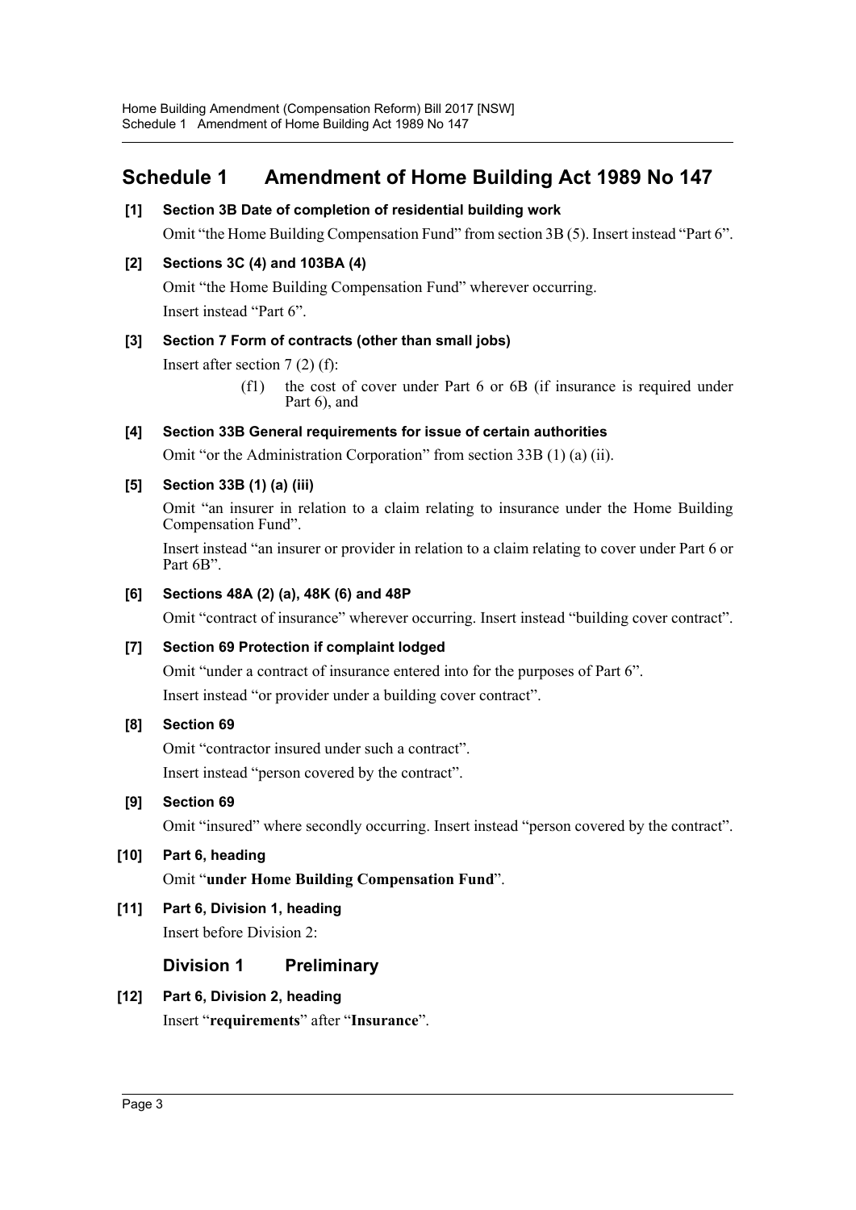## Schedule 1 Amendment of Home Building Act 1989 No 147

**[1] Section 3B Date of completion of residential building work**

Omit "the Home Building Compensation Fund" from section 3B (5). Insert instead "Part 6".

**[2] Sections 3C (4) and 103BA (4)**

Omit "the Home Building Compensation Fund" wherever occurring.

Insert instead "Part 6".

**[3] Section 7 Form of contracts (other than small jobs)**

Insert after section 7 (2) (f):

> (f1) the cost of cover under Part 6 or 6B (if insurance is required under Part 6), and

**[4] Section 33B General requirements for issue of certain authorities**

Omit "or the Administration Corporation" from section 33B (1) (a) (ii).

**[5] Section 33B (1) (a) (iii)**

Omit "an insurer in relation to a claim relating to insurance under the Home Building Compensation Fund".

Insert instead "an insurer or provider in relation to a claim relating to cover under Part 6 or Part 6B".

**[6] Sections 48A (2) (a), 48K (6) and 48P**

Omit "contract of insurance" wherever occurring. Insert instead "building cover contract".

**[7] Section 69 Protection if complaint lodged**

Omit "under a contract of insurance entered into for the purposes of Part 6".

Insert instead "or provider under a building cover contract".

**[8] Section 69**

Omit "contractor insured under such a contract".

Insert instead "person covered by the contract".

**[9] Section 69**

Omit "insured" where secondly occurring. Insert instead "person covered by the contract".

**[10] Part 6, heading**

Omit "**under Home Building Compensation Fund**".

**[11] Part 6, Division 1, heading**

Insert before Division 2:

### Division 1 Preliminary

**[12] Part 6, Division 2, heading**

Insert "**requirements**" after "**Insurance**".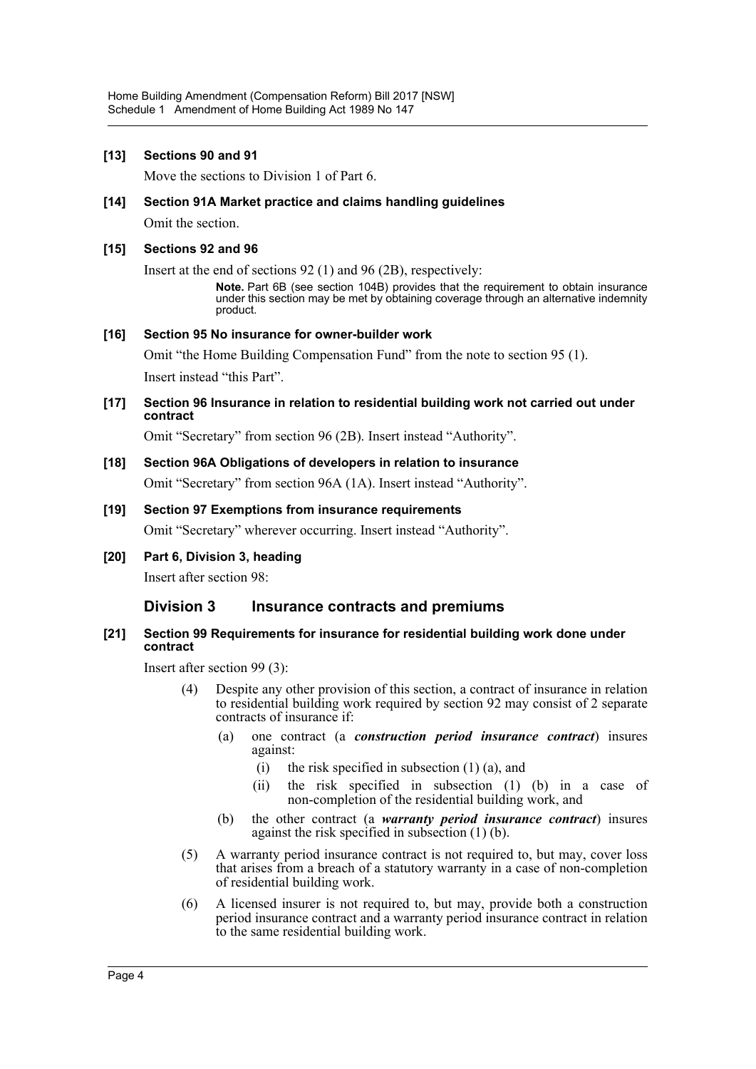**[13] Sections 90 and 91**

Move the sections to Division 1 of Part 6.

**[14] Section 91A Market practice and claims handling guidelines**

Omit the section.

**[15] Sections 92 and 96**

Insert at the end of sections 92 (1) and 96 (2B), respectively:

> **Note.** Part 6B (see section 104B) provides that the requirement to obtain insurance under this section may be met by obtaining coverage through an alternative indemnity product.

**[16] Section 95 No insurance for owner-builder work**

Omit "the Home Building Compensation Fund" from the note to section 95 (1).

Insert instead "this Part".

**[17] Section 96 Insurance in relation to residential building work not carried out under contract**

Omit "Secretary" from section 96 (2B). Insert instead "Authority".

**[18] Section 96A Obligations of developers in relation to insurance**

Omit "Secretary" from section 96A (1A). Insert instead "Authority".

**[19] Section 97 Exemptions from insurance requirements**

Omit "Secretary" wherever occurring. Insert instead "Authority".

**[20] Part 6, Division 3, heading**

Insert after section 98:

## Division 3 Insurance contracts and premiums

**[21] Section 99 Requirements for insurance for residential building work done under contract**

Insert after section 99 (3):

(4) Despite any other provision of this section, a contract of insurance in relation to residential building work required by section 92 may consist of 2 separate contracts of insurance if:

- (a) one contract (a ***construction period insurance contract***) insures against:
  - (i) the risk specified in subsection (1) (a), and
  - (ii) the risk specified in subsection (1) (b) in a case of non-completion of the residential building work, and
- (b) the other contract (a ***warranty period insurance contract***) insures against the risk specified in subsection (1) (b).

(5) A warranty period insurance contract is not required to, but may, cover loss that arises from a breach of a statutory warranty in a case of non-completion of residential building work.

(6) A licensed insurer is not required to, but may, provide both a construction period insurance contract and a warranty period insurance contract in relation to the same residential building work.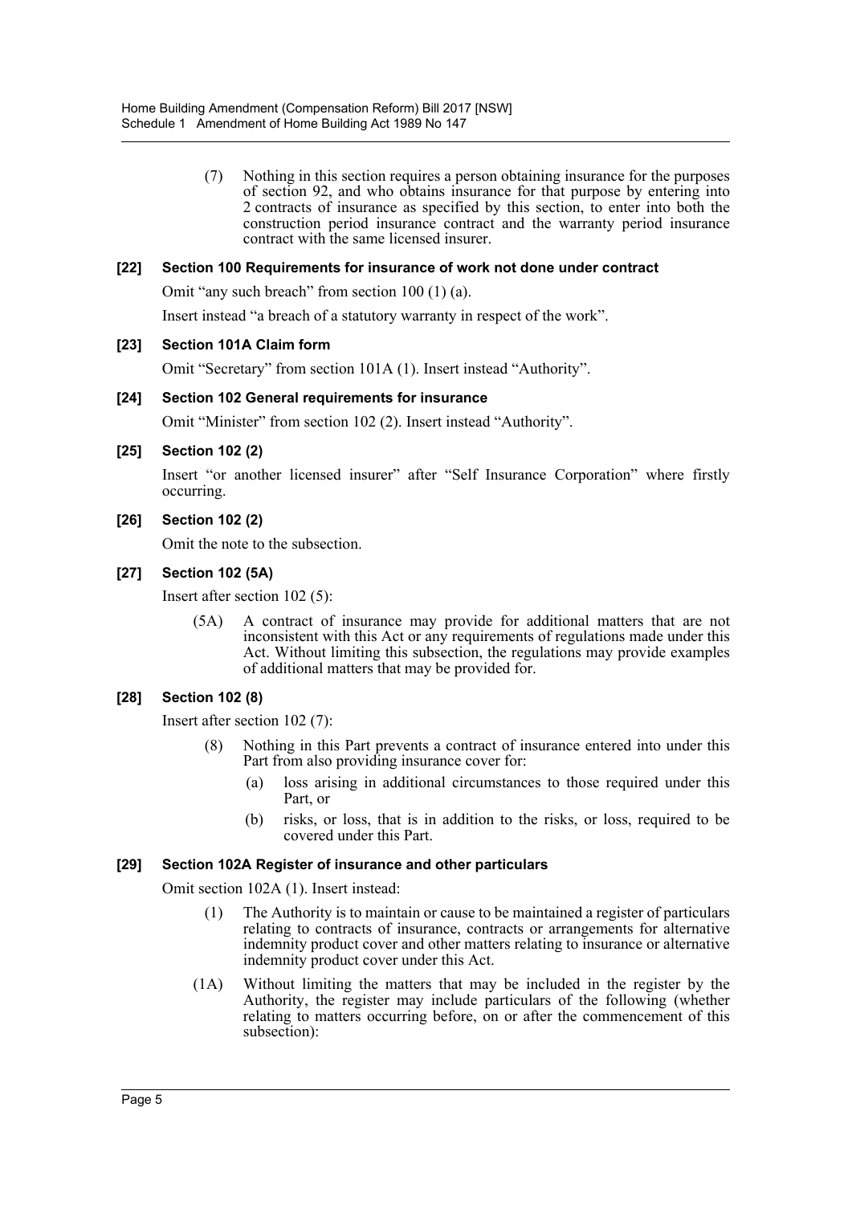(7) Nothing in this section requires a person obtaining insurance for the purposes of section 92, and who obtains insurance for that purpose by entering into 2 contracts of insurance as specified by this section, to enter into both the construction period insurance contract and the warranty period insurance contract with the same licensed insurer.

#### [22] Section 100 Requirements for insurance of work not done under contract

Omit "any such breach" from section 100 (1) (a).

Insert instead "a breach of a statutory warranty in respect of the work".

#### [23] Section 101A Claim form

Omit "Secretary" from section 101A (1). Insert instead "Authority".

#### [24] Section 102 General requirements for insurance

Omit "Minister" from section 102 (2). Insert instead "Authority".

#### [25] Section 102 (2)

Insert "or another licensed insurer" after "Self Insurance Corporation" where firstly occurring.

#### [26] Section 102 (2)

Omit the note to the subsection.

#### [27] Section 102 (5A)

Insert after section 102 (5):

(5A) A contract of insurance may provide for additional matters that are not inconsistent with this Act or any requirements of regulations made under this Act. Without limiting this subsection, the regulations may provide examples of additional matters that may be provided for.

#### [28] Section 102 (8)

Insert after section 102 (7):

(8) Nothing in this Part prevents a contract of insurance entered into under this Part from also providing insurance cover for:

(a) loss arising in additional circumstances to those required under this Part, or

(b) risks, or loss, that is in addition to the risks, or loss, required to be covered under this Part.

#### [29] Section 102A Register of insurance and other particulars

Omit section 102A (1). Insert instead:

(1) The Authority is to maintain or cause to be maintained a register of particulars relating to contracts of insurance, contracts or arrangements for alternative indemnity product cover and other matters relating to insurance or alternative indemnity product cover under this Act.

(1A) Without limiting the matters that may be included in the register by the Authority, the register may include particulars of the following (whether relating to matters occurring before, on or after the commencement of this subsection):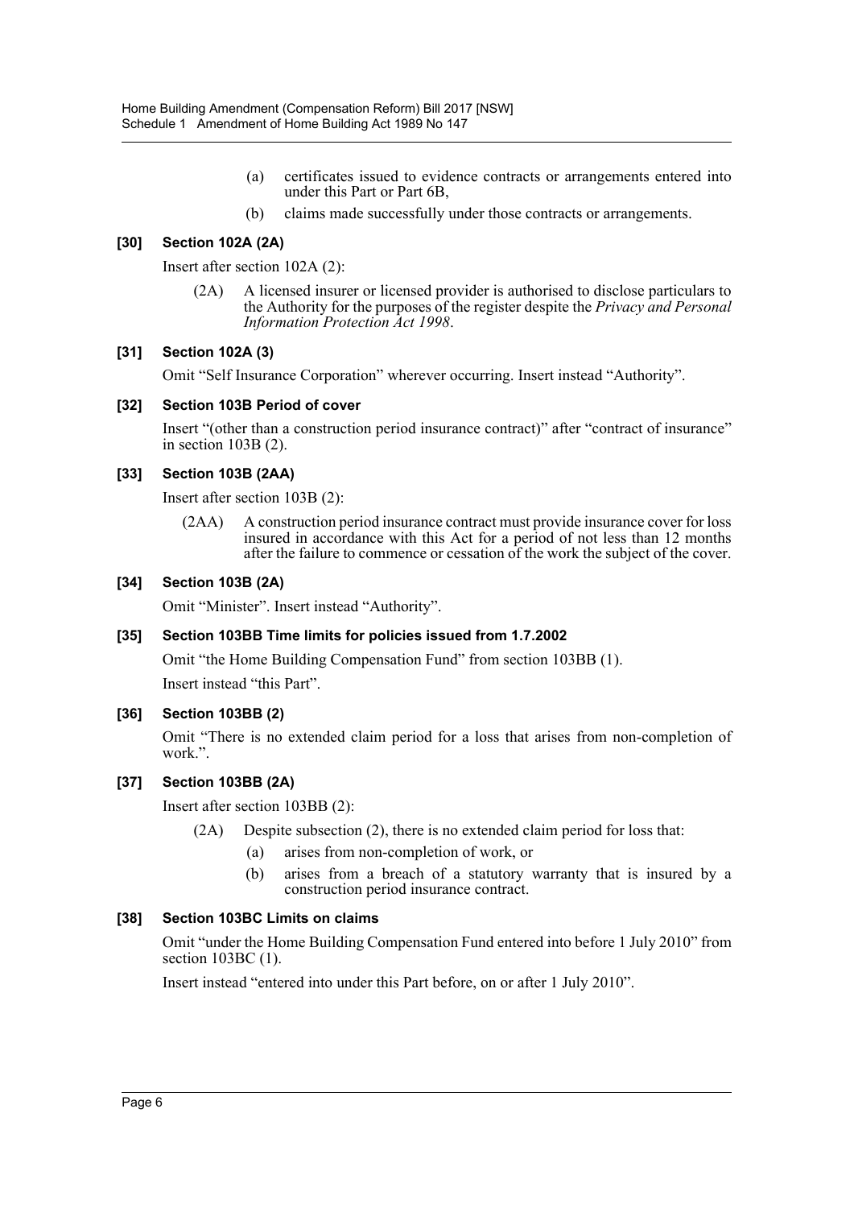(a) certificates issued to evidence contracts or arrangements entered into under this Part or Part 6B,

(b) claims made successfully under those contracts or arrangements.

### [30] Section 102A (2A)

Insert after section 102A (2):

(2A) A licensed insurer or licensed provider is authorised to disclose particulars to the Authority for the purposes of the register despite the *Privacy and Personal Information Protection Act 1998*.

### [31] Section 102A (3)

Omit "Self Insurance Corporation" wherever occurring. Insert instead "Authority".

### [32] Section 103B Period of cover

Insert "(other than a construction period insurance contract)" after "contract of insurance" in section 103B (2).

### [33] Section 103B (2AA)

Insert after section 103B (2):

(2AA) A construction period insurance contract must provide insurance cover for loss insured in accordance with this Act for a period of not less than 12 months after the failure to commence or cessation of the work the subject of the cover.

### [34] Section 103B (2A)

Omit "Minister". Insert instead "Authority".

### [35] Section 103BB Time limits for policies issued from 1.7.2002

Omit "the Home Building Compensation Fund" from section 103BB (1).

Insert instead "this Part".

### [36] Section 103BB (2)

Omit "There is no extended claim period for a loss that arises from non-completion of work.".

### [37] Section 103BB (2A)

Insert after section 103BB (2):

(2A) Despite subsection (2), there is no extended claim period for loss that:

(a) arises from non-completion of work, or

(b) arises from a breach of a statutory warranty that is insured by a construction period insurance contract.

### [38] Section 103BC Limits on claims

Omit "under the Home Building Compensation Fund entered into before 1 July 2010" from section 103BC (1).

Insert instead "entered into under this Part before, on or after 1 July 2010".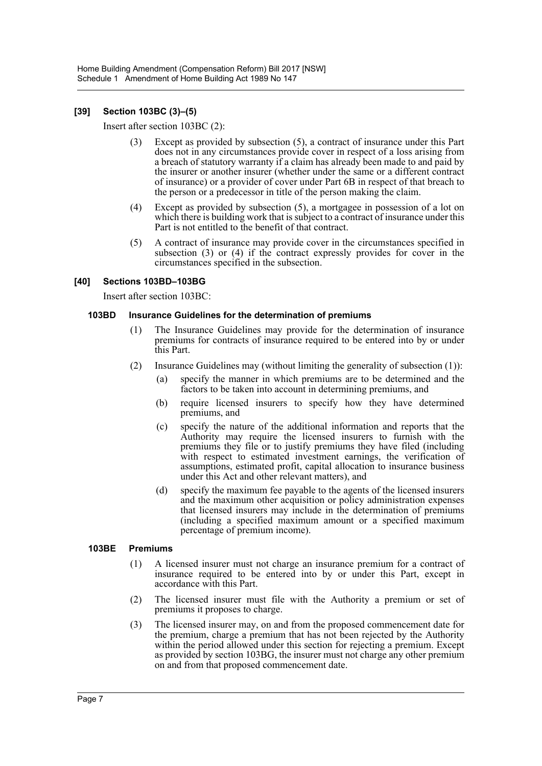### [39] Section 103BC (3)–(5)

Insert after section 103BC (2):

(3) Except as provided by subsection (5), a contract of insurance under this Part does not in any circumstances provide cover in respect of a loss arising from a breach of statutory warranty if a claim has already been made to and paid by the insurer or another insurer (whether under the same or a different contract of insurance) or a provider of cover under Part 6B in respect of that breach to the person or a predecessor in title of the person making the claim.

(4) Except as provided by subsection (5), a mortgagee in possession of a lot on which there is building work that is subject to a contract of insurance under this Part is not entitled to the benefit of that contract.

(5) A contract of insurance may provide cover in the circumstances specified in subsection (3) or (4) if the contract expressly provides for cover in the circumstances specified in the subsection.

### [40] Sections 103BD–103BG

Insert after section 103BC:

#### 103BD Insurance Guidelines for the determination of premiums

(1) The Insurance Guidelines may provide for the determination of insurance premiums for contracts of insurance required to be entered into by or under this Part.

(2) Insurance Guidelines may (without limiting the generality of subsection (1)):

- (a) specify the manner in which premiums are to be determined and the factors to be taken into account in determining premiums, and
- (b) require licensed insurers to specify how they have determined premiums, and
- (c) specify the nature of the additional information and reports that the Authority may require the licensed insurers to furnish with the premiums they file or to justify premiums they have filed (including with respect to estimated investment earnings, the verification of assumptions, estimated profit, capital allocation to insurance business under this Act and other relevant matters), and
- (d) specify the maximum fee payable to the agents of the licensed insurers and the maximum other acquisition or policy administration expenses that licensed insurers may include in the determination of premiums (including a specified maximum amount or a specified maximum percentage of premium income).

#### 103BE Premiums

(1) A licensed insurer must not charge an insurance premium for a contract of insurance required to be entered into by or under this Part, except in accordance with this Part.

(2) The licensed insurer must file with the Authority a premium or set of premiums it proposes to charge.

(3) The licensed insurer may, on and from the proposed commencement date for the premium, charge a premium that has not been rejected by the Authority within the period allowed under this section for rejecting a premium. Except as provided by section 103BG, the insurer must not charge any other premium on and from that proposed commencement date.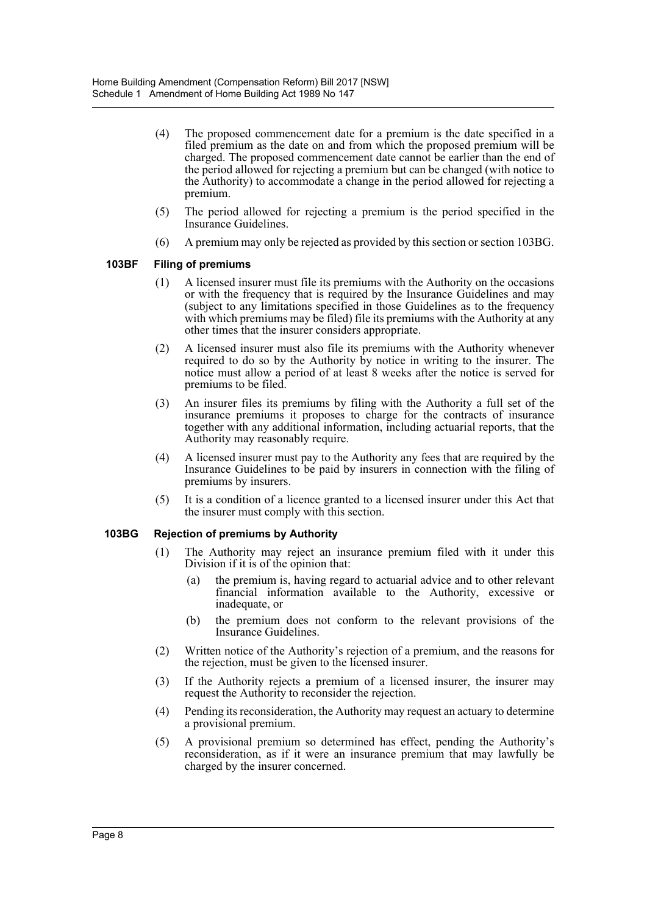(4) The proposed commencement date for a premium is the date specified in a filed premium as the date on and from which the proposed premium will be charged. The proposed commencement date cannot be earlier than the end of the period allowed for rejecting a premium but can be changed (with notice to the Authority) to accommodate a change in the period allowed for rejecting a premium.

(5) The period allowed for rejecting a premium is the period specified in the Insurance Guidelines.

(6) A premium may only be rejected as provided by this section or section 103BG.

**103BF Filing of premiums**

(1) A licensed insurer must file its premiums with the Authority on the occasions or with the frequency that is required by the Insurance Guidelines and may (subject to any limitations specified in those Guidelines as to the frequency with which premiums may be filed) file its premiums with the Authority at any other times that the insurer considers appropriate.

(2) A licensed insurer must also file its premiums with the Authority whenever required to do so by the Authority by notice in writing to the insurer. The notice must allow a period of at least 8 weeks after the notice is served for premiums to be filed.

(3) An insurer files its premiums by filing with the Authority a full set of the insurance premiums it proposes to charge for the contracts of insurance together with any additional information, including actuarial reports, that the Authority may reasonably require.

(4) A licensed insurer must pay to the Authority any fees that are required by the Insurance Guidelines to be paid by insurers in connection with the filing of premiums by insurers.

(5) It is a condition of a licence granted to a licensed insurer under this Act that the insurer must comply with this section.

**103BG Rejection of premiums by Authority**

(1) The Authority may reject an insurance premium filed with it under this Division if it is of the opinion that:

(a) the premium is, having regard to actuarial advice and to other relevant financial information available to the Authority, excessive or inadequate, or

(b) the premium does not conform to the relevant provisions of the Insurance Guidelines.

(2) Written notice of the Authority's rejection of a premium, and the reasons for the rejection, must be given to the licensed insurer.

(3) If the Authority rejects a premium of a licensed insurer, the insurer may request the Authority to reconsider the rejection.

(4) Pending its reconsideration, the Authority may request an actuary to determine a provisional premium.

(5) A provisional premium so determined has effect, pending the Authority's reconsideration, as if it were an insurance premium that may lawfully be charged by the insurer concerned.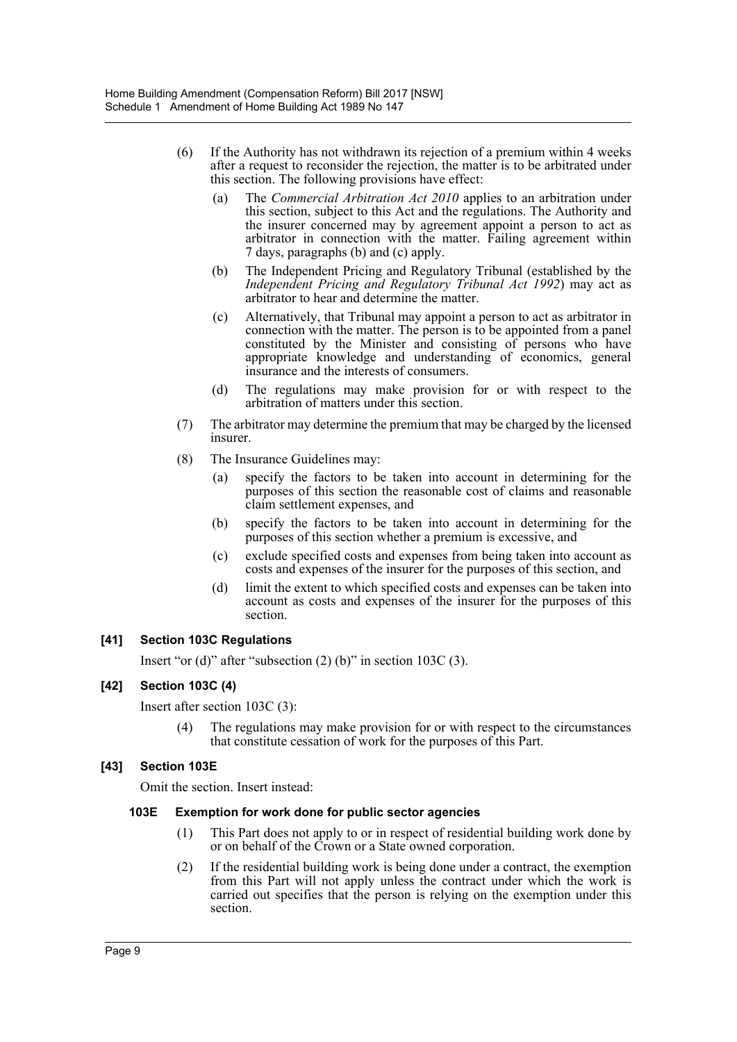(6) If the Authority has not withdrawn its rejection of a premium within 4 weeks after a request to reconsider the rejection, the matter is to be arbitrated under this section. The following provisions have effect:

(a) The *Commercial Arbitration Act 2010* applies to an arbitration under this section, subject to this Act and the regulations. The Authority and the insurer concerned may by agreement appoint a person to act as arbitrator in connection with the matter. Failing agreement within 7 days, paragraphs (b) and (c) apply.

(b) The Independent Pricing and Regulatory Tribunal (established by the *Independent Pricing and Regulatory Tribunal Act 1992*) may act as arbitrator to hear and determine the matter.

(c) Alternatively, that Tribunal may appoint a person to act as arbitrator in connection with the matter. The person is to be appointed from a panel constituted by the Minister and consisting of persons who have appropriate knowledge and understanding of economics, general insurance and the interests of consumers.

(d) The regulations may make provision for or with respect to the arbitration of matters under this section.

(7) The arbitrator may determine the premium that may be charged by the licensed insurer.

(8) The Insurance Guidelines may:

(a) specify the factors to be taken into account in determining for the purposes of this section the reasonable cost of claims and reasonable claim settlement expenses, and

(b) specify the factors to be taken into account in determining for the purposes of this section whether a premium is excessive, and

(c) exclude specified costs and expenses from being taken into account as costs and expenses of the insurer for the purposes of this section, and

(d) limit the extent to which specified costs and expenses can be taken into account as costs and expenses of the insurer for the purposes of this section.

**[41] Section 103C Regulations**

Insert "or (d)" after "subsection (2) (b)" in section 103C (3).

**[42] Section 103C (4)**

Insert after section 103C (3):

(4) The regulations may make provision for or with respect to the circumstances that constitute cessation of work for the purposes of this Part.

**[43] Section 103E**

Omit the section. Insert instead:

**103E Exemption for work done for public sector agencies**

(1) This Part does not apply to or in respect of residential building work done by or on behalf of the Crown or a State owned corporation.

(2) If the residential building work is being done under a contract, the exemption from this Part will not apply unless the contract under which the work is carried out specifies that the person is relying on the exemption under this section.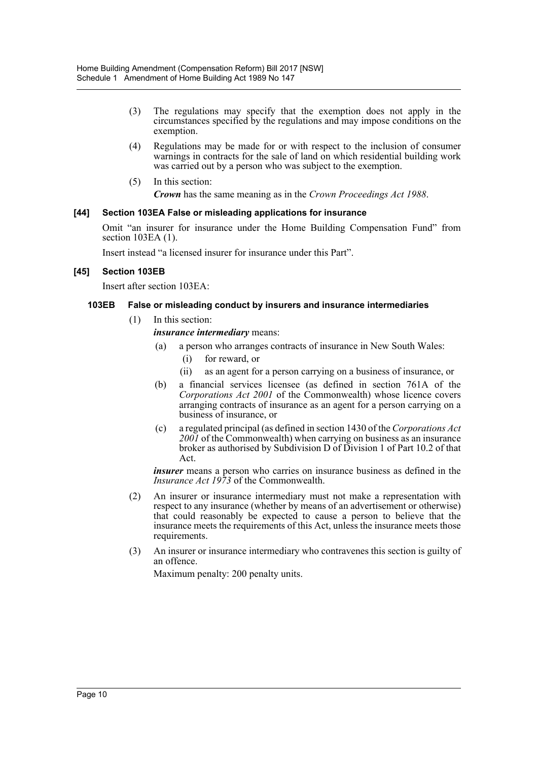(3) The regulations may specify that the exemption does not apply in the circumstances specified by the regulations and may impose conditions on the exemption.

(4) Regulations may be made for or with respect to the inclusion of consumer warnings in contracts for the sale of land on which residential building work was carried out by a person who was subject to the exemption.

(5) In this section:

***Crown*** has the same meaning as in the *Crown Proceedings Act 1988*.

#### [44] Section 103EA False or misleading applications for insurance

Omit "an insurer for insurance under the Home Building Compensation Fund" from section 103EA (1).

Insert instead "a licensed insurer for insurance under this Part".

#### [45] Section 103EB

Insert after section 103EA:

#### 103EB False or misleading conduct by insurers and insurance intermediaries

(1) In this section:

***insurance intermediary*** means:

- (a) a person who arranges contracts of insurance in New South Wales:
  - (i) for reward, or
  - (ii) as an agent for a person carrying on a business of insurance, or
- (b) a financial services licensee (as defined in section 761A of the *Corporations Act 2001* of the Commonwealth) whose licence covers arranging contracts of insurance as an agent for a person carrying on a business of insurance, or
- (c) a regulated principal (as defined in section 1430 of the *Corporations Act 2001* of the Commonwealth) when carrying on business as an insurance broker as authorised by Subdivision D of Division 1 of Part 10.2 of that Act.

***insurer*** means a person who carries on insurance business as defined in the *Insurance Act 1973* of the Commonwealth.

(2) An insurer or insurance intermediary must not make a representation with respect to any insurance (whether by means of an advertisement or otherwise) that could reasonably be expected to cause a person to believe that the insurance meets the requirements of this Act, unless the insurance meets those requirements.

(3) An insurer or insurance intermediary who contravenes this section is guilty of an offence.

Maximum penalty: 200 penalty units.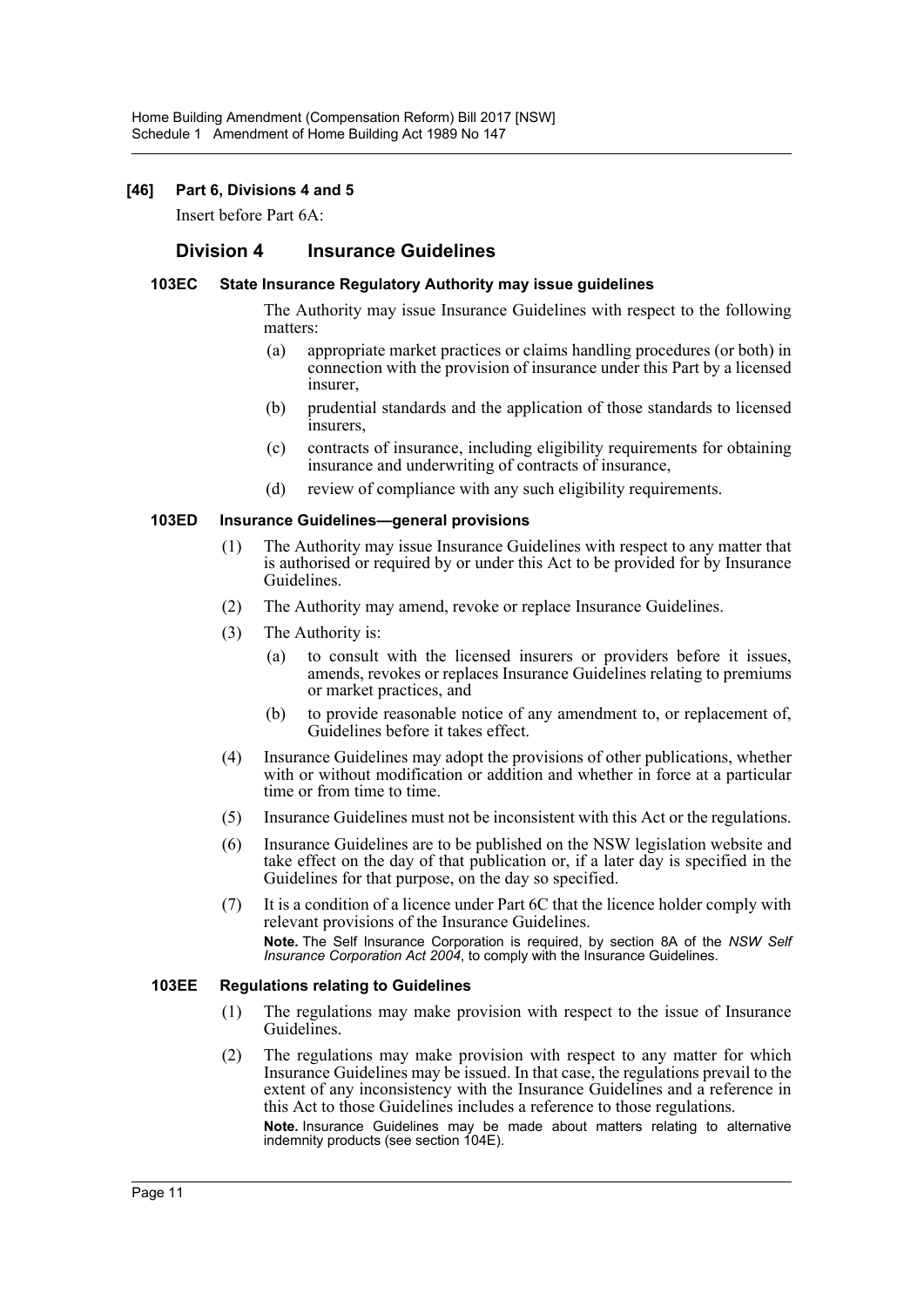### [46] Part 6, Divisions 4 and 5

Insert before Part 6A:

## Division 4 Insurance Guidelines

### 103EC State Insurance Regulatory Authority may issue guidelines

The Authority may issue Insurance Guidelines with respect to the following matters:

- (a) appropriate market practices or claims handling procedures (or both) in connection with the provision of insurance under this Part by a licensed insurer,
- (b) prudential standards and the application of those standards to licensed insurers,
- (c) contracts of insurance, including eligibility requirements for obtaining insurance and underwriting of contracts of insurance,
- (d) review of compliance with any such eligibility requirements.

### 103ED Insurance Guidelines—general provisions

(1) The Authority may issue Insurance Guidelines with respect to any matter that is authorised or required by or under this Act to be provided for by Insurance Guidelines.

(2) The Authority may amend, revoke or replace Insurance Guidelines.

(3) The Authority is:

- (a) to consult with the licensed insurers or providers before it issues, amends, revokes or replaces Insurance Guidelines relating to premiums or market practices, and
- (b) to provide reasonable notice of any amendment to, or replacement of, Guidelines before it takes effect.

(4) Insurance Guidelines may adopt the provisions of other publications, whether with or without modification or addition and whether in force at a particular time or from time to time.

(5) Insurance Guidelines must not be inconsistent with this Act or the regulations.

(6) Insurance Guidelines are to be published on the NSW legislation website and take effect on the day of that publication or, if a later day is specified in the Guidelines for that purpose, on the day so specified.

(7) It is a condition of a licence under Part 6C that the licence holder comply with relevant provisions of the Insurance Guidelines.

**Note.** The Self Insurance Corporation is required, by section 8A of the *NSW Self Insurance Corporation Act 2004*, to comply with the Insurance Guidelines.

### 103EE Regulations relating to Guidelines

(1) The regulations may make provision with respect to the issue of Insurance Guidelines.

(2) The regulations may make provision with respect to any matter for which Insurance Guidelines may be issued. In that case, the regulations prevail to the extent of any inconsistency with the Insurance Guidelines and a reference in this Act to those Guidelines includes a reference to those regulations.

**Note.** Insurance Guidelines may be made about matters relating to alternative indemnity products (see section 104E).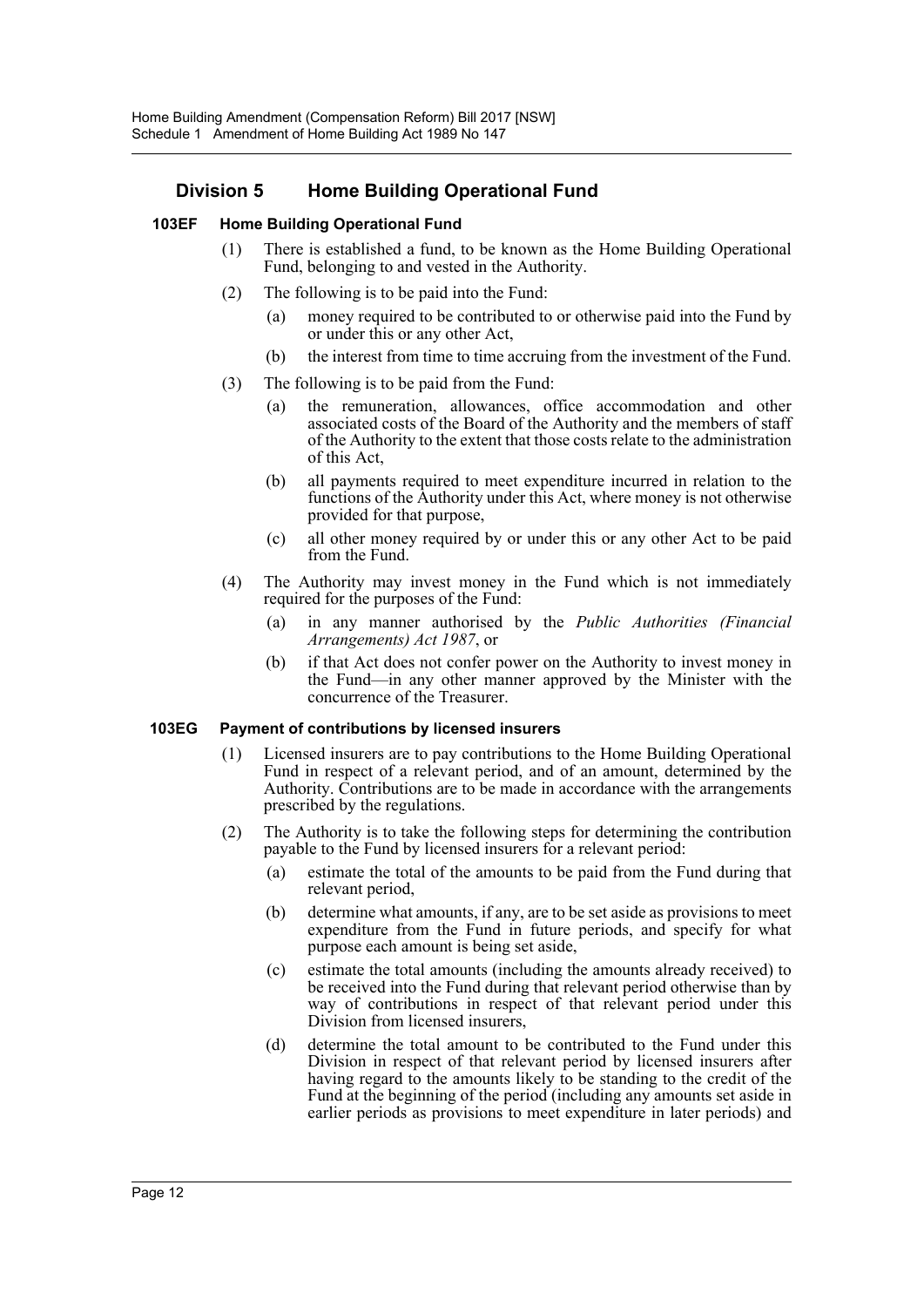## Division 5 Home Building Operational Fund

### 103EF Home Building Operational Fund

(1) There is established a fund, to be known as the Home Building Operational Fund, belonging to and vested in the Authority.

(2) The following is to be paid into the Fund:

- (a) money required to be contributed to or otherwise paid into the Fund by or under this or any other Act,
- (b) the interest from time to time accruing from the investment of the Fund.

(3) The following is to be paid from the Fund:

- (a) the remuneration, allowances, office accommodation and other associated costs of the Board of the Authority and the members of staff of the Authority to the extent that those costs relate to the administration of this Act,
- (b) all payments required to meet expenditure incurred in relation to the functions of the Authority under this Act, where money is not otherwise provided for that purpose,
- (c) all other money required by or under this or any other Act to be paid from the Fund.

(4) The Authority may invest money in the Fund which is not immediately required for the purposes of the Fund:

- (a) in any manner authorised by the *Public Authorities (Financial Arrangements) Act 1987*, or
- (b) if that Act does not confer power on the Authority to invest money in the Fund—in any other manner approved by the Minister with the concurrence of the Treasurer.

### 103EG Payment of contributions by licensed insurers

(1) Licensed insurers are to pay contributions to the Home Building Operational Fund in respect of a relevant period, and of an amount, determined by the Authority. Contributions are to be made in accordance with the arrangements prescribed by the regulations.

(2) The Authority is to take the following steps for determining the contribution payable to the Fund by licensed insurers for a relevant period:

- (a) estimate the total of the amounts to be paid from the Fund during that relevant period,
- (b) determine what amounts, if any, are to be set aside as provisions to meet expenditure from the Fund in future periods, and specify for what purpose each amount is being set aside,
- (c) estimate the total amounts (including the amounts already received) to be received into the Fund during that relevant period otherwise than by way of contributions in respect of that relevant period under this Division from licensed insurers,
- (d) determine the total amount to be contributed to the Fund under this Division in respect of that relevant period by licensed insurers after having regard to the amounts likely to be standing to the credit of the Fund at the beginning of the period (including any amounts set aside in earlier periods as provisions to meet expenditure in later periods) and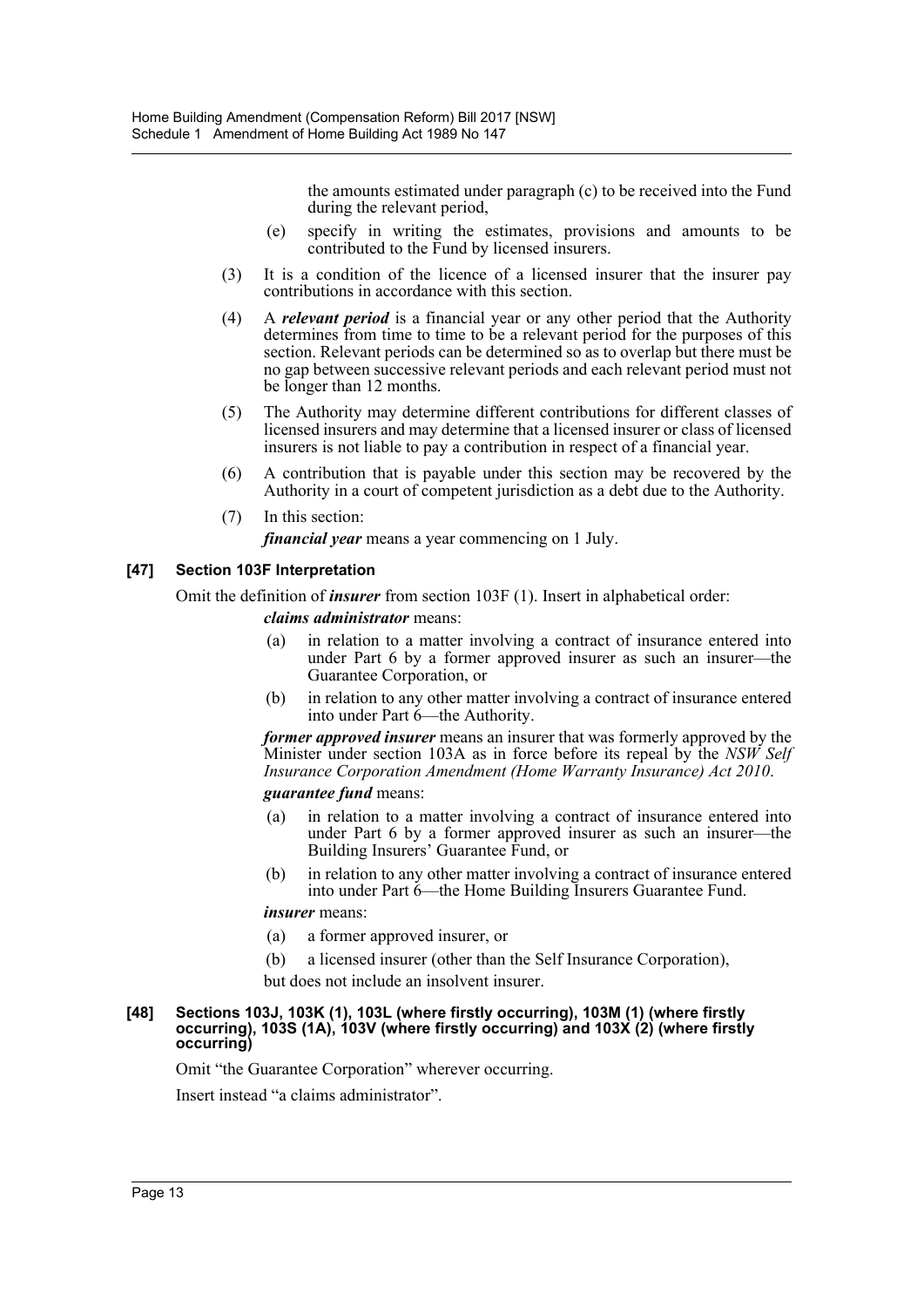the amounts estimated under paragraph (c) to be received into the Fund during the relevant period,

(e) specify in writing the estimates, provisions and amounts to be contributed to the Fund by licensed insurers.

(3) It is a condition of the licence of a licensed insurer that the insurer pay contributions in accordance with this section.

(4) A ***relevant period*** is a financial year or any other period that the Authority determines from time to time to be a relevant period for the purposes of this section. Relevant periods can be determined so as to overlap but there must be no gap between successive relevant periods and each relevant period must not be longer than 12 months.

(5) The Authority may determine different contributions for different classes of licensed insurers and may determine that a licensed insurer or class of licensed insurers is not liable to pay a contribution in respect of a financial year.

(6) A contribution that is payable under this section may be recovered by the Authority in a court of competent jurisdiction as a debt due to the Authority.

(7) In this section:

***financial year*** means a year commencing on 1 July.

**[47] Section 103F Interpretation**

Omit the definition of ***insurer*** from section 103F (1). Insert in alphabetical order:

***claims administrator*** means:

(a) in relation to a matter involving a contract of insurance entered into under Part 6 by a former approved insurer as such an insurer—the Guarantee Corporation, or

(b) in relation to any other matter involving a contract of insurance entered into under Part 6—the Authority.

***former approved insurer*** means an insurer that was formerly approved by the Minister under section 103A as in force before its repeal by the *NSW Self Insurance Corporation Amendment (Home Warranty Insurance) Act 2010*.

***guarantee fund*** means:

(a) in relation to a matter involving a contract of insurance entered into under Part 6 by a former approved insurer as such an insurer—the Building Insurers' Guarantee Fund, or

(b) in relation to any other matter involving a contract of insurance entered into under Part 6—the Home Building Insurers Guarantee Fund.

***insurer*** means:

(a) a former approved insurer, or

(b) a licensed insurer (other than the Self Insurance Corporation),

but does not include an insolvent insurer.

**[48] Sections 103J, 103K (1), 103L (where firstly occurring), 103M (1) (where firstly occurring), 103S (1A), 103V (where firstly occurring) and 103X (2) (where firstly occurring)**

Omit "the Guarantee Corporation" wherever occurring.

Insert instead "a claims administrator".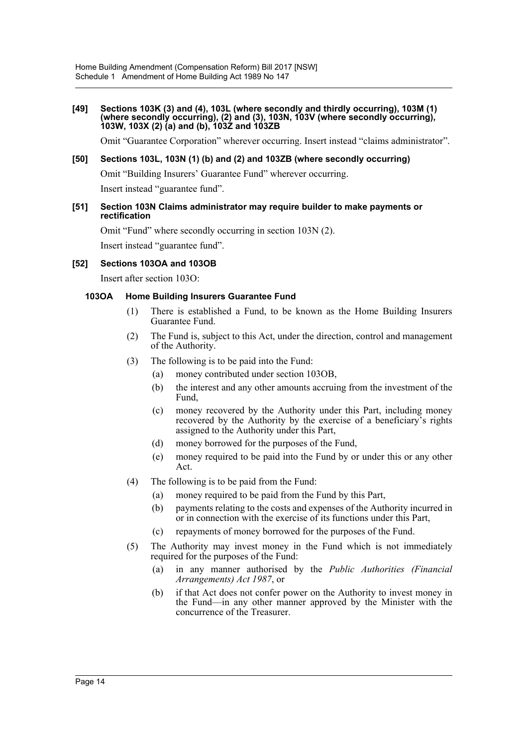**[49] Sections 103K (3) and (4), 103L (where secondly and thirdly occurring), 103M (1) (where secondly occurring), (2) and (3), 103N, 103V (where secondly occurring), 103W, 103X (2) (a) and (b), 103Z and 103ZB**

Omit "Guarantee Corporation" wherever occurring. Insert instead "claims administrator".

**[50] Sections 103L, 103N (1) (b) and (2) and 103ZB (where secondly occurring)**

Omit "Building Insurers' Guarantee Fund" wherever occurring.

Insert instead "guarantee fund".

**[51] Section 103N Claims administrator may require builder to make payments or rectification**

Omit "Fund" where secondly occurring in section 103N (2).

Insert instead "guarantee fund".

**[52] Sections 103OA and 103OB**

Insert after section 103O:

**103OA Home Building Insurers Guarantee Fund**

(1) There is established a Fund, to be known as the Home Building Insurers Guarantee Fund.

(2) The Fund is, subject to this Act, under the direction, control and management of the Authority.

(3) The following is to be paid into the Fund:

- (a) money contributed under section 103OB,
- (b) the interest and any other amounts accruing from the investment of the Fund,
- (c) money recovered by the Authority under this Part, including money recovered by the Authority by the exercise of a beneficiary's rights assigned to the Authority under this Part,
- (d) money borrowed for the purposes of the Fund,
- (e) money required to be paid into the Fund by or under this or any other Act.

(4) The following is to be paid from the Fund:

- (a) money required to be paid from the Fund by this Part,
- (b) payments relating to the costs and expenses of the Authority incurred in or in connection with the exercise of its functions under this Part,
- (c) repayments of money borrowed for the purposes of the Fund.

(5) The Authority may invest money in the Fund which is not immediately required for the purposes of the Fund:

- (a) in any manner authorised by the *Public Authorities (Financial Arrangements) Act 1987*, or
- (b) if that Act does not confer power on the Authority to invest money in the Fund—in any other manner approved by the Minister with the concurrence of the Treasurer.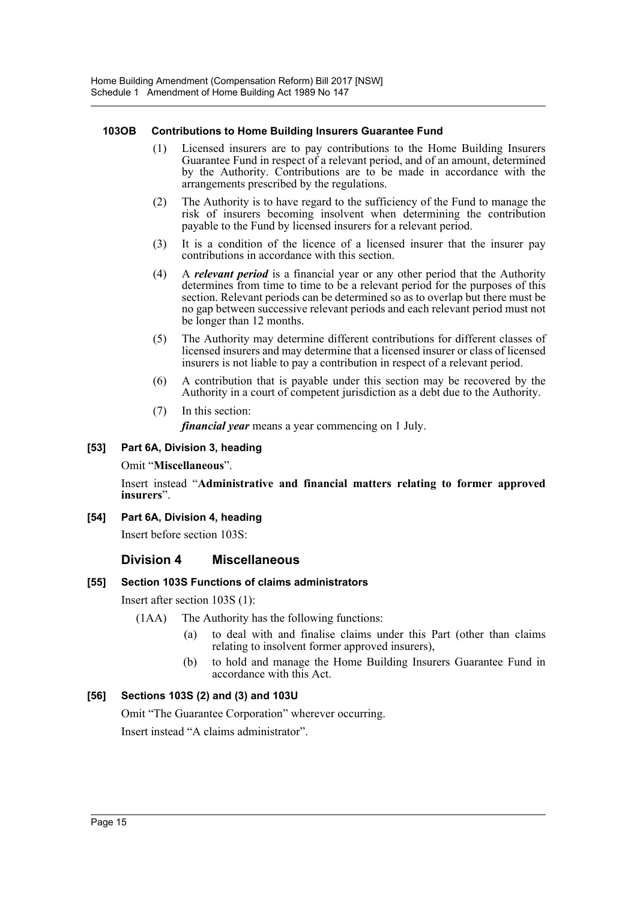#### 103OB Contributions to Home Building Insurers Guarantee Fund

(1) Licensed insurers are to pay contributions to the Home Building Insurers Guarantee Fund in respect of a relevant period, and of an amount, determined by the Authority. Contributions are to be made in accordance with the arrangements prescribed by the regulations.

(2) The Authority is to have regard to the sufficiency of the Fund to manage the risk of insurers becoming insolvent when determining the contribution payable to the Fund by licensed insurers for a relevant period.

(3) It is a condition of the licence of a licensed insurer that the insurer pay contributions in accordance with this section.

(4) A ***relevant period*** is a financial year or any other period that the Authority determines from time to time to be a relevant period for the purposes of this section. Relevant periods can be determined so as to overlap but there must be no gap between successive relevant periods and each relevant period must not be longer than 12 months.

(5) The Authority may determine different contributions for different classes of licensed insurers and may determine that a licensed insurer or class of licensed insurers is not liable to pay a contribution in respect of a relevant period.

(6) A contribution that is payable under this section may be recovered by the Authority in a court of competent jurisdiction as a debt due to the Authority.

(7) In this section:

***financial year*** means a year commencing on 1 July.

### [53] Part 6A, Division 3, heading

Omit "**Miscellaneous**".

Insert instead "**Administrative and financial matters relating to former approved insurers**".

### [54] Part 6A, Division 4, heading

Insert before section 103S:

## Division 4 Miscellaneous

### [55] Section 103S Functions of claims administrators

Insert after section 103S (1):

(1AA) The Authority has the following functions:

(a) to deal with and finalise claims under this Part (other than claims relating to insolvent former approved insurers),

(b) to hold and manage the Home Building Insurers Guarantee Fund in accordance with this Act.

### [56] Sections 103S (2) and (3) and 103U

Omit "The Guarantee Corporation" wherever occurring.

Insert instead "A claims administrator".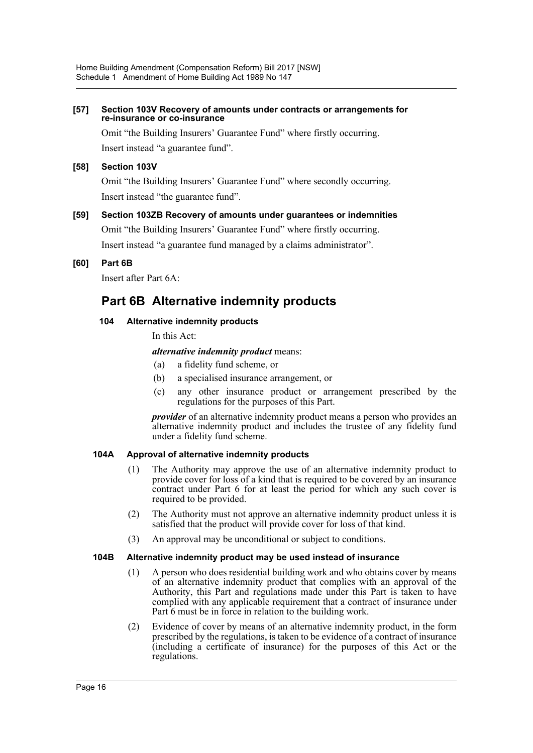**[57] Section 103V Recovery of amounts under contracts or arrangements for re-insurance or co-insurance**

Omit "the Building Insurers' Guarantee Fund" where firstly occurring.

Insert instead "a guarantee fund".

**[58] Section 103V**

Omit "the Building Insurers' Guarantee Fund" where secondly occurring.

Insert instead "the guarantee fund".

**[59] Section 103ZB Recovery of amounts under guarantees or indemnities**

Omit "the Building Insurers' Guarantee Fund" where firstly occurring.

Insert instead "a guarantee fund managed by a claims administrator".

**[60] Part 6B**

Insert after Part 6A:

# Part 6B Alternative indemnity products

### 104 Alternative indemnity products

In this Act:

***alternative indemnity product*** means:

(a) a fidelity fund scheme, or

(b) a specialised insurance arrangement, or

(c) any other insurance product or arrangement prescribed by the regulations for the purposes of this Part.

***provider*** of an alternative indemnity product means a person who provides an alternative indemnity product and includes the trustee of any fidelity fund under a fidelity fund scheme.

### 104A Approval of alternative indemnity products

(1) The Authority may approve the use of an alternative indemnity product to provide cover for loss of a kind that is required to be covered by an insurance contract under Part 6 for at least the period for which any such cover is required to be provided.

(2) The Authority must not approve an alternative indemnity product unless it is satisfied that the product will provide cover for loss of that kind.

(3) An approval may be unconditional or subject to conditions.

### 104B Alternative indemnity product may be used instead of insurance

(1) A person who does residential building work and who obtains cover by means of an alternative indemnity product that complies with an approval of the Authority, this Part and regulations made under this Part is taken to have complied with any applicable requirement that a contract of insurance under Part 6 must be in force in relation to the building work.

(2) Evidence of cover by means of an alternative indemnity product, in the form prescribed by the regulations, is taken to be evidence of a contract of insurance (including a certificate of insurance) for the purposes of this Act or the regulations.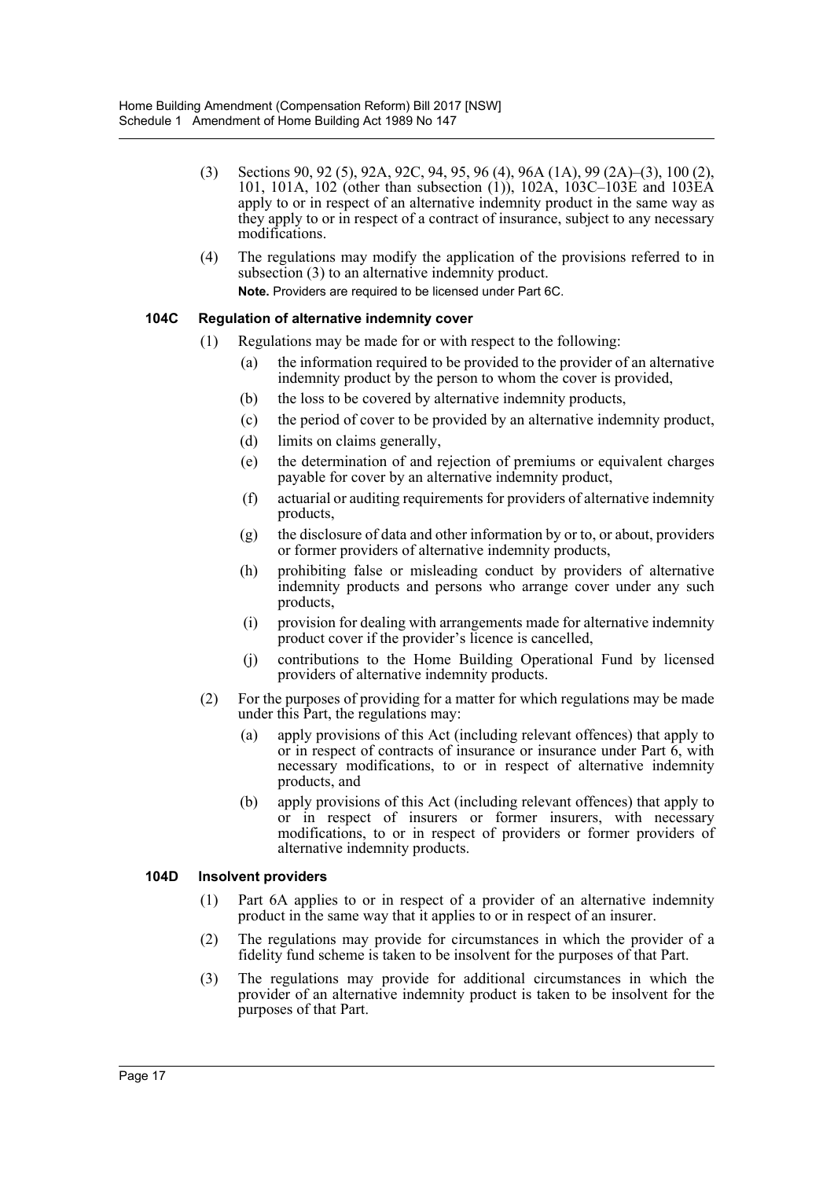(3) Sections 90, 92 (5), 92A, 92C, 94, 95, 96 (4), 96A (1A), 99 (2A)–(3), 100 (2), 101, 101A, 102 (other than subsection (1)), 102A, 103C–103E and 103EA apply to or in respect of an alternative indemnity product in the same way as they apply to or in respect of a contract of insurance, subject to any necessary modifications.

(4) The regulations may modify the application of the provisions referred to in subsection (3) to an alternative indemnity product.

**Note.** Providers are required to be licensed under Part 6C.

### 104C Regulation of alternative indemnity cover

(1) Regulations may be made for or with respect to the following:

- (a) the information required to be provided to the provider of an alternative indemnity product by the person to whom the cover is provided,
- (b) the loss to be covered by alternative indemnity products,
- (c) the period of cover to be provided by an alternative indemnity product,
- (d) limits on claims generally,
- (e) the determination of and rejection of premiums or equivalent charges payable for cover by an alternative indemnity product,
- (f) actuarial or auditing requirements for providers of alternative indemnity products,
- (g) the disclosure of data and other information by or to, or about, providers or former providers of alternative indemnity products,
- (h) prohibiting false or misleading conduct by providers of alternative indemnity products and persons who arrange cover under any such products,
- (i) provision for dealing with arrangements made for alternative indemnity product cover if the provider's licence is cancelled,
- (j) contributions to the Home Building Operational Fund by licensed providers of alternative indemnity products.

(2) For the purposes of providing for a matter for which regulations may be made under this Part, the regulations may:

- (a) apply provisions of this Act (including relevant offences) that apply to or in respect of contracts of insurance or insurance under Part 6, with necessary modifications, to or in respect of alternative indemnity products, and
- (b) apply provisions of this Act (including relevant offences) that apply to or in respect of insurers or former insurers, with necessary modifications, to or in respect of providers or former providers of alternative indemnity products.

### 104D Insolvent providers

(1) Part 6A applies to or in respect of a provider of an alternative indemnity product in the same way that it applies to or in respect of an insurer.

(2) The regulations may provide for circumstances in which the provider of a fidelity fund scheme is taken to be insolvent for the purposes of that Part.

(3) The regulations may provide for additional circumstances in which the provider of an alternative indemnity product is taken to be insolvent for the purposes of that Part.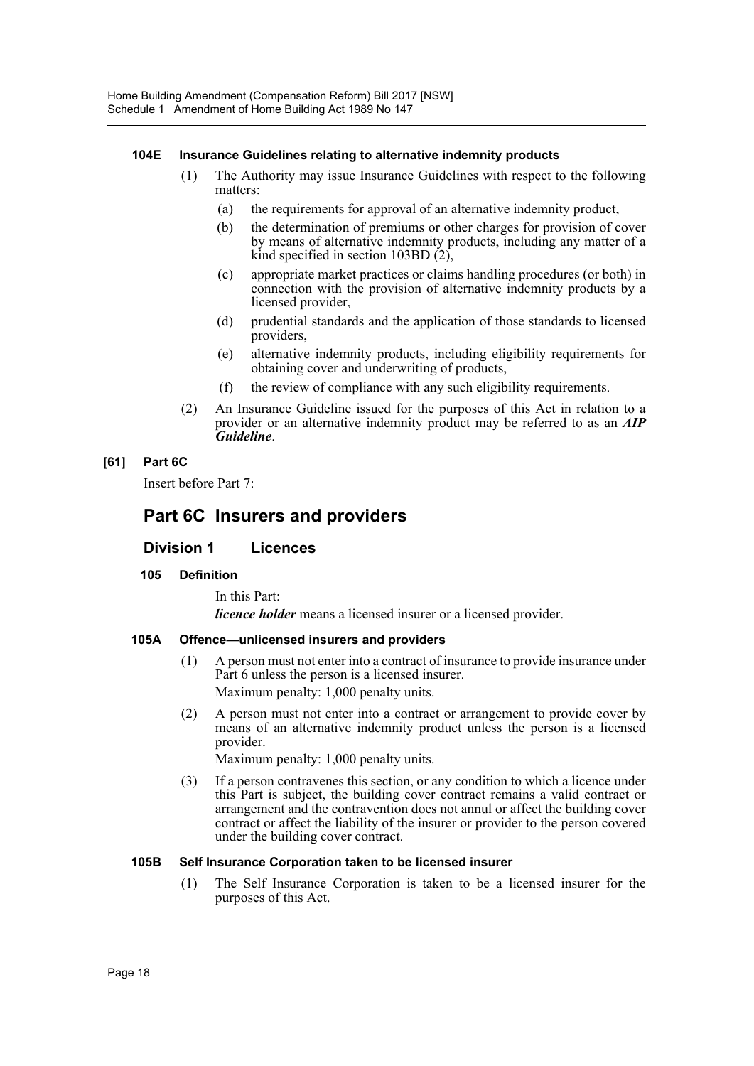#### 104E Insurance Guidelines relating to alternative indemnity products

(1) The Authority may issue Insurance Guidelines with respect to the following matters:

(a) the requirements for approval of an alternative indemnity product,

(b) the determination of premiums or other charges for provision of cover by means of alternative indemnity products, including any matter of a kind specified in section 103BD (2),

(c) appropriate market practices or claims handling procedures (or both) in connection with the provision of alternative indemnity products by a licensed provider,

(d) prudential standards and the application of those standards to licensed providers,

(e) alternative indemnity products, including eligibility requirements for obtaining cover and underwriting of products,

(f) the review of compliance with any such eligibility requirements.

(2) An Insurance Guideline issued for the purposes of this Act in relation to a provider or an alternative indemnity product may be referred to as an ***AIP Guideline***.

**[61] Part 6C**

Insert before Part 7:

## Part 6C Insurers and providers

### Division 1 Licences

#### 105 Definition

In this Part:

***licence holder*** means a licensed insurer or a licensed provider.

#### 105A Offence—unlicensed insurers and providers

(1) A person must not enter into a contract of insurance to provide insurance under Part 6 unless the person is a licensed insurer.

Maximum penalty: 1,000 penalty units.

(2) A person must not enter into a contract or arrangement to provide cover by means of an alternative indemnity product unless the person is a licensed provider.

Maximum penalty: 1,000 penalty units.

(3) If a person contravenes this section, or any condition to which a licence under this Part is subject, the building cover contract remains a valid contract or arrangement and the contravention does not annul or affect the building cover contract or affect the liability of the insurer or provider to the person covered under the building cover contract.

#### 105B Self Insurance Corporation taken to be licensed insurer

(1) The Self Insurance Corporation is taken to be a licensed insurer for the purposes of this Act.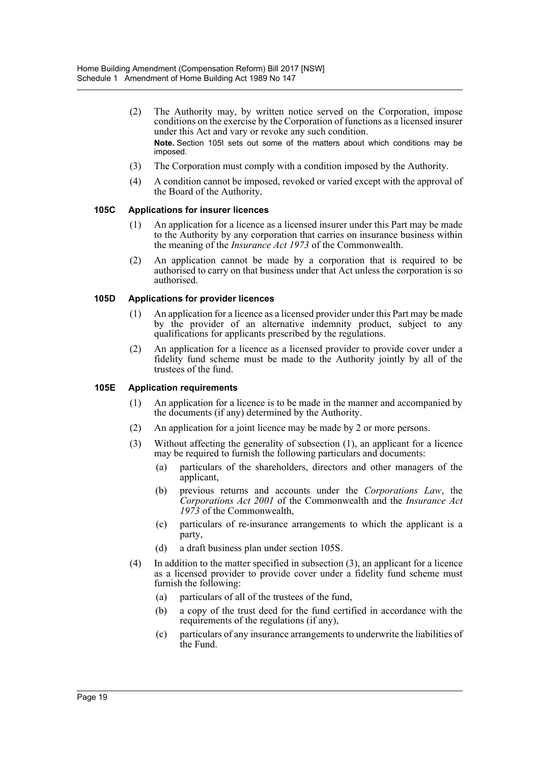(2) The Authority may, by written notice served on the Corporation, impose conditions on the exercise by the Corporation of functions as a licensed insurer under this Act and vary or revoke any such condition.

**Note.** Section 105I sets out some of the matters about which conditions may be imposed.

(3) The Corporation must comply with a condition imposed by the Authority.

(4) A condition cannot be imposed, revoked or varied except with the approval of the Board of the Authority.

**105C Applications for insurer licences**

(1) An application for a licence as a licensed insurer under this Part may be made to the Authority by any corporation that carries on insurance business within the meaning of the *Insurance Act 1973* of the Commonwealth.

(2) An application cannot be made by a corporation that is required to be authorised to carry on that business under that Act unless the corporation is so authorised.

**105D Applications for provider licences**

(1) An application for a licence as a licensed provider under this Part may be made by the provider of an alternative indemnity product, subject to any qualifications for applicants prescribed by the regulations.

(2) An application for a licence as a licensed provider to provide cover under a fidelity fund scheme must be made to the Authority jointly by all of the trustees of the fund.

**105E Application requirements**

(1) An application for a licence is to be made in the manner and accompanied by the documents (if any) determined by the Authority.

(2) An application for a joint licence may be made by 2 or more persons.

(3) Without affecting the generality of subsection (1), an applicant for a licence may be required to furnish the following particulars and documents:

(a) particulars of the shareholders, directors and other managers of the applicant,

(b) previous returns and accounts under the *Corporations Law*, the *Corporations Act 2001* of the Commonwealth and the *Insurance Act 1973* of the Commonwealth,

(c) particulars of re-insurance arrangements to which the applicant is a party,

(d) a draft business plan under section 105S.

(4) In addition to the matter specified in subsection (3), an applicant for a licence as a licensed provider to provide cover under a fidelity fund scheme must furnish the following:

(a) particulars of all of the trustees of the fund,

(b) a copy of the trust deed for the fund certified in accordance with the requirements of the regulations (if any),

(c) particulars of any insurance arrangements to underwrite the liabilities of the Fund.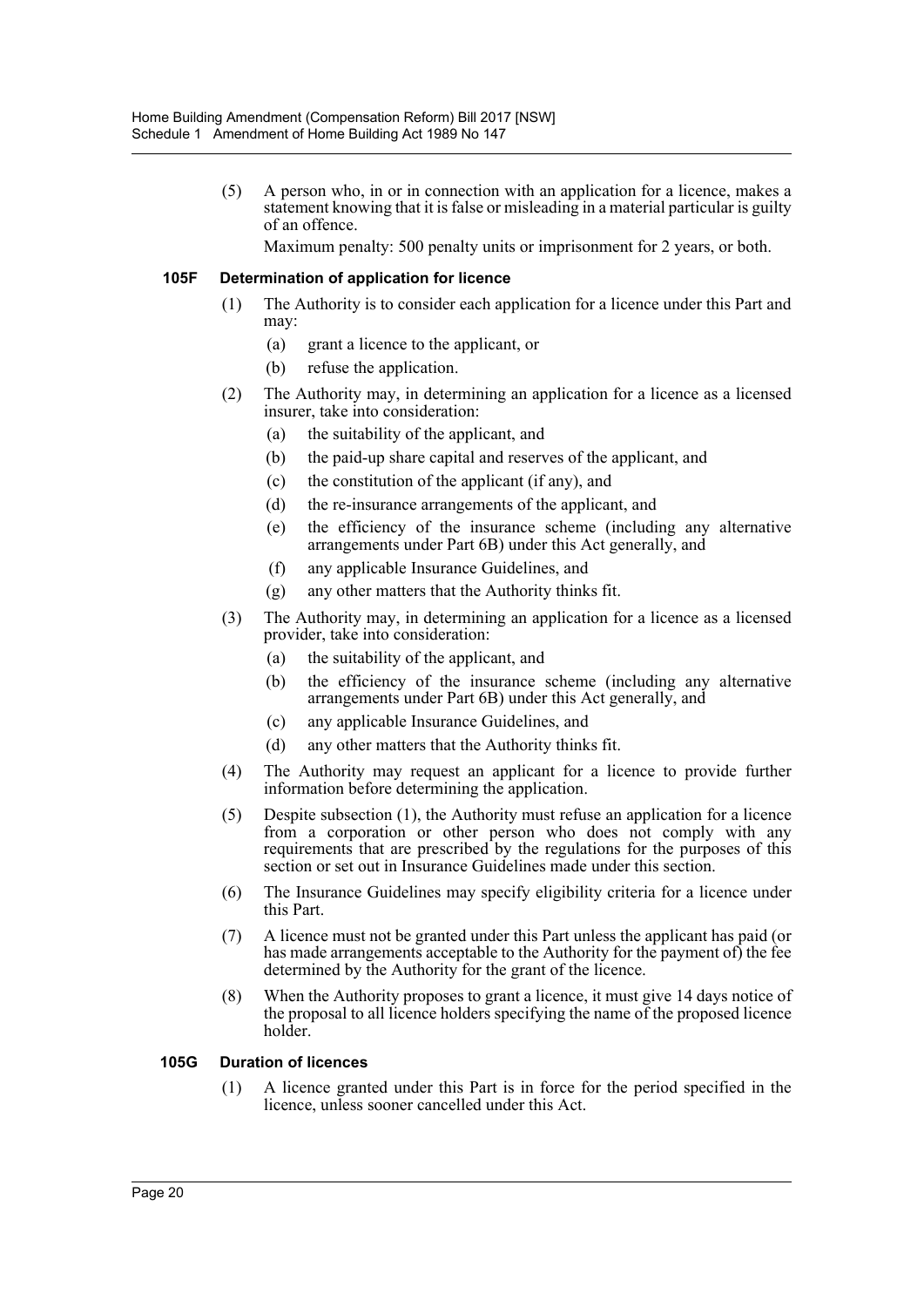(5) A person who, in or in connection with an application for a licence, makes a statement knowing that it is false or misleading in a material particular is guilty of an offence.

Maximum penalty: 500 penalty units or imprisonment for 2 years, or both.

### 105F Determination of application for licence

(1) The Authority is to consider each application for a licence under this Part and may:

- (a) grant a licence to the applicant, or
- (b) refuse the application.

(2) The Authority may, in determining an application for a licence as a licensed insurer, take into consideration:

- (a) the suitability of the applicant, and
- (b) the paid-up share capital and reserves of the applicant, and
- (c) the constitution of the applicant (if any), and
- (d) the re-insurance arrangements of the applicant, and
- (e) the efficiency of the insurance scheme (including any alternative arrangements under Part 6B) under this Act generally, and
- (f) any applicable Insurance Guidelines, and
- (g) any other matters that the Authority thinks fit.

(3) The Authority may, in determining an application for a licence as a licensed provider, take into consideration:

- (a) the suitability of the applicant, and
- (b) the efficiency of the insurance scheme (including any alternative arrangements under Part 6B) under this Act generally, and
- (c) any applicable Insurance Guidelines, and
- (d) any other matters that the Authority thinks fit.

(4) The Authority may request an applicant for a licence to provide further information before determining the application.

(5) Despite subsection (1), the Authority must refuse an application for a licence from a corporation or other person who does not comply with any requirements that are prescribed by the regulations for the purposes of this section or set out in Insurance Guidelines made under this section.

(6) The Insurance Guidelines may specify eligibility criteria for a licence under this Part.

(7) A licence must not be granted under this Part unless the applicant has paid (or has made arrangements acceptable to the Authority for the payment of) the fee determined by the Authority for the grant of the licence.

(8) When the Authority proposes to grant a licence, it must give 14 days notice of the proposal to all licence holders specifying the name of the proposed licence holder.

### 105G Duration of licences

(1) A licence granted under this Part is in force for the period specified in the licence, unless sooner cancelled under this Act.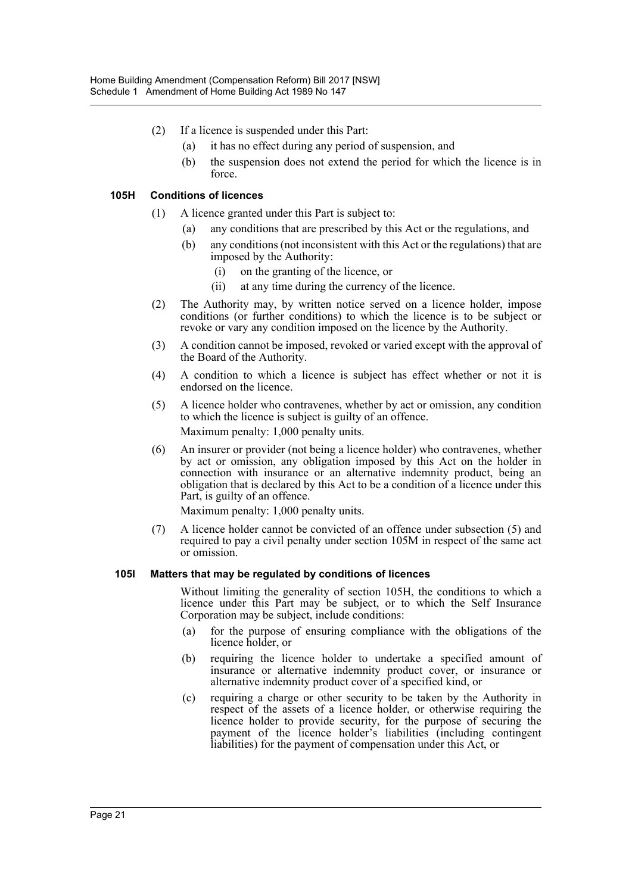(2) If a licence is suspended under this Part:

(a) it has no effect during any period of suspension, and

(b) the suspension does not extend the period for which the licence is in force.

### 105H Conditions of licences

(1) A licence granted under this Part is subject to:

(a) any conditions that are prescribed by this Act or the regulations, and

(b) any conditions (not inconsistent with this Act or the regulations) that are imposed by the Authority:

(i) on the granting of the licence, or

(ii) at any time during the currency of the licence.

(2) The Authority may, by written notice served on a licence holder, impose conditions (or further conditions) to which the licence is to be subject or revoke or vary any condition imposed on the licence by the Authority.

(3) A condition cannot be imposed, revoked or varied except with the approval of the Board of the Authority.

(4) A condition to which a licence is subject has effect whether or not it is endorsed on the licence.

(5) A licence holder who contravenes, whether by act or omission, any condition to which the licence is subject is guilty of an offence.

Maximum penalty: 1,000 penalty units.

(6) An insurer or provider (not being a licence holder) who contravenes, whether by act or omission, any obligation imposed by this Act on the holder in connection with insurance or an alternative indemnity product, being an obligation that is declared by this Act to be a condition of a licence under this Part, is guilty of an offence.

Maximum penalty: 1,000 penalty units.

(7) A licence holder cannot be convicted of an offence under subsection (5) and required to pay a civil penalty under section 105M in respect of the same act or omission.

### 105I Matters that may be regulated by conditions of licences

Without limiting the generality of section 105H, the conditions to which a licence under this Part may be subject, or to which the Self Insurance Corporation may be subject, include conditions:

(a) for the purpose of ensuring compliance with the obligations of the licence holder, or

(b) requiring the licence holder to undertake a specified amount of insurance or alternative indemnity product cover, or insurance or alternative indemnity product cover of a specified kind, or

(c) requiring a charge or other security to be taken by the Authority in respect of the assets of a licence holder, or otherwise requiring the licence holder to provide security, for the purpose of securing the payment of the licence holder's liabilities (including contingent liabilities) for the payment of compensation under this Act, or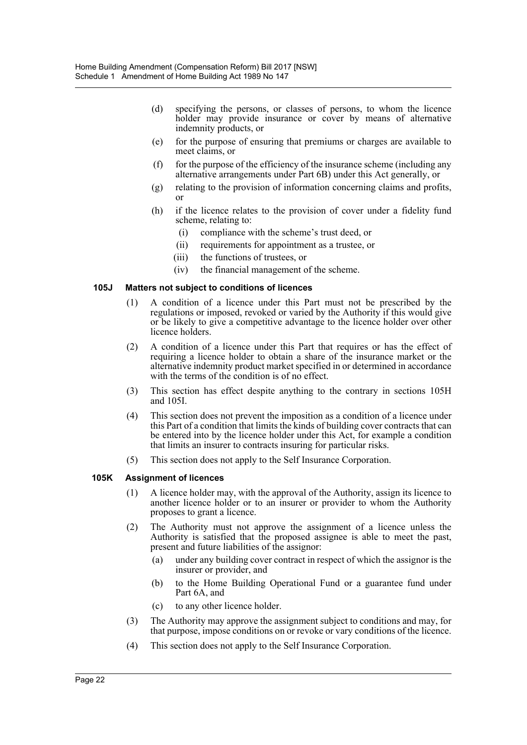(d) specifying the persons, or classes of persons, to whom the licence holder may provide insurance or cover by means of alternative indemnity products, or

(e) for the purpose of ensuring that premiums or charges are available to meet claims, or

(f) for the purpose of the efficiency of the insurance scheme (including any alternative arrangements under Part 6B) under this Act generally, or

(g) relating to the provision of information concerning claims and profits, or

(h) if the licence relates to the provision of cover under a fidelity fund scheme, relating to:

(i) compliance with the scheme's trust deed, or

(ii) requirements for appointment as a trustee, or

(iii) the functions of trustees, or

(iv) the financial management of the scheme.

### 105J Matters not subject to conditions of licences

(1) A condition of a licence under this Part must not be prescribed by the regulations or imposed, revoked or varied by the Authority if this would give or be likely to give a competitive advantage to the licence holder over other licence holders.

(2) A condition of a licence under this Part that requires or has the effect of requiring a licence holder to obtain a share of the insurance market or the alternative indemnity product market specified in or determined in accordance with the terms of the condition is of no effect.

(3) This section has effect despite anything to the contrary in sections 105H and 105I.

(4) This section does not prevent the imposition as a condition of a licence under this Part of a condition that limits the kinds of building cover contracts that can be entered into by the licence holder under this Act, for example a condition that limits an insurer to contracts insuring for particular risks.

(5) This section does not apply to the Self Insurance Corporation.

### 105K Assignment of licences

(1) A licence holder may, with the approval of the Authority, assign its licence to another licence holder or to an insurer or provider to whom the Authority proposes to grant a licence.

(2) The Authority must not approve the assignment of a licence unless the Authority is satisfied that the proposed assignee is able to meet the past, present and future liabilities of the assignor:

(a) under any building cover contract in respect of which the assignor is the insurer or provider, and

(b) to the Home Building Operational Fund or a guarantee fund under Part 6A, and

(c) to any other licence holder.

(3) The Authority may approve the assignment subject to conditions and may, for that purpose, impose conditions on or revoke or vary conditions of the licence.

(4) This section does not apply to the Self Insurance Corporation.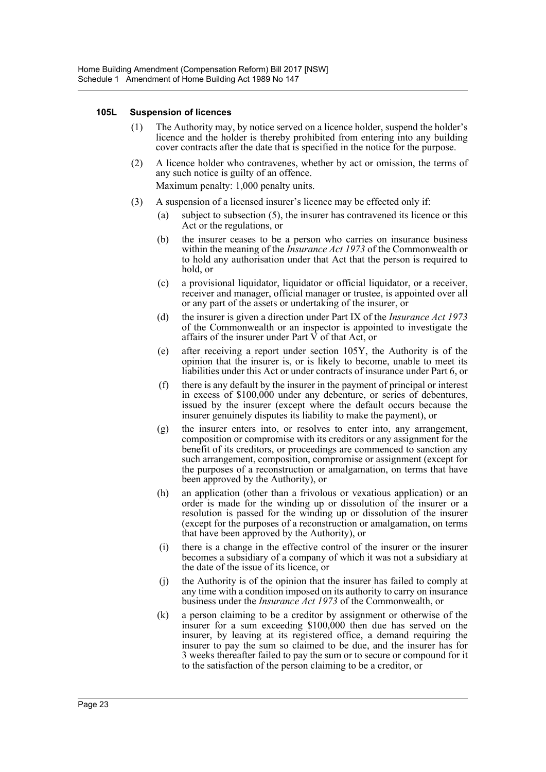#### 105L Suspension of licences

(1) The Authority may, by notice served on a licence holder, suspend the holder's licence and the holder is thereby prohibited from entering into any building cover contracts after the date that is specified in the notice for the purpose.

(2) A licence holder who contravenes, whether by act or omission, the terms of any such notice is guilty of an offence.

Maximum penalty: 1,000 penalty units.

(3) A suspension of a licensed insurer's licence may be effected only if:

- (a) subject to subsection (5), the insurer has contravened its licence or this Act or the regulations, or
- (b) the insurer ceases to be a person who carries on insurance business within the meaning of the *Insurance Act 1973* of the Commonwealth or to hold any authorisation under that Act that the person is required to hold, or
- (c) a provisional liquidator, liquidator or official liquidator, or a receiver, receiver and manager, official manager or trustee, is appointed over all or any part of the assets or undertaking of the insurer, or
- (d) the insurer is given a direction under Part IX of the *Insurance Act 1973* of the Commonwealth or an inspector is appointed to investigate the affairs of the insurer under Part V of that Act, or
- (e) after receiving a report under section 105Y, the Authority is of the opinion that the insurer is, or is likely to become, unable to meet its liabilities under this Act or under contracts of insurance under Part 6, or
- (f) there is any default by the insurer in the payment of principal or interest in excess of $100,000 under any debenture, or series of debentures, issued by the insurer (except where the default occurs because the insurer genuinely disputes its liability to make the payment), or
- (g) the insurer enters into, or resolves to enter into, any arrangement, composition or compromise with its creditors or any assignment for the benefit of its creditors, or proceedings are commenced to sanction any such arrangement, composition, compromise or assignment (except for the purposes of a reconstruction or amalgamation, on terms that have been approved by the Authority), or
- (h) an application (other than a frivolous or vexatious application) or an order is made for the winding up or dissolution of the insurer or a resolution is passed for the winding up or dissolution of the insurer (except for the purposes of a reconstruction or amalgamation, on terms that have been approved by the Authority), or
- (i) there is a change in the effective control of the insurer or the insurer becomes a subsidiary of a company of which it was not a subsidiary at the date of the issue of its licence, or
- (j) the Authority is of the opinion that the insurer has failed to comply at any time with a condition imposed on its authority to carry on insurance business under the *Insurance Act 1973* of the Commonwealth, or
- (k) a person claiming to be a creditor by assignment or otherwise of the insurer for a sum exceeding $100,000 then due has served on the insurer, by leaving at its registered office, a demand requiring the insurer to pay the sum so claimed to be due, and the insurer has for 3 weeks thereafter failed to pay the sum or to secure or compound for it to the satisfaction of the person claiming to be a creditor, or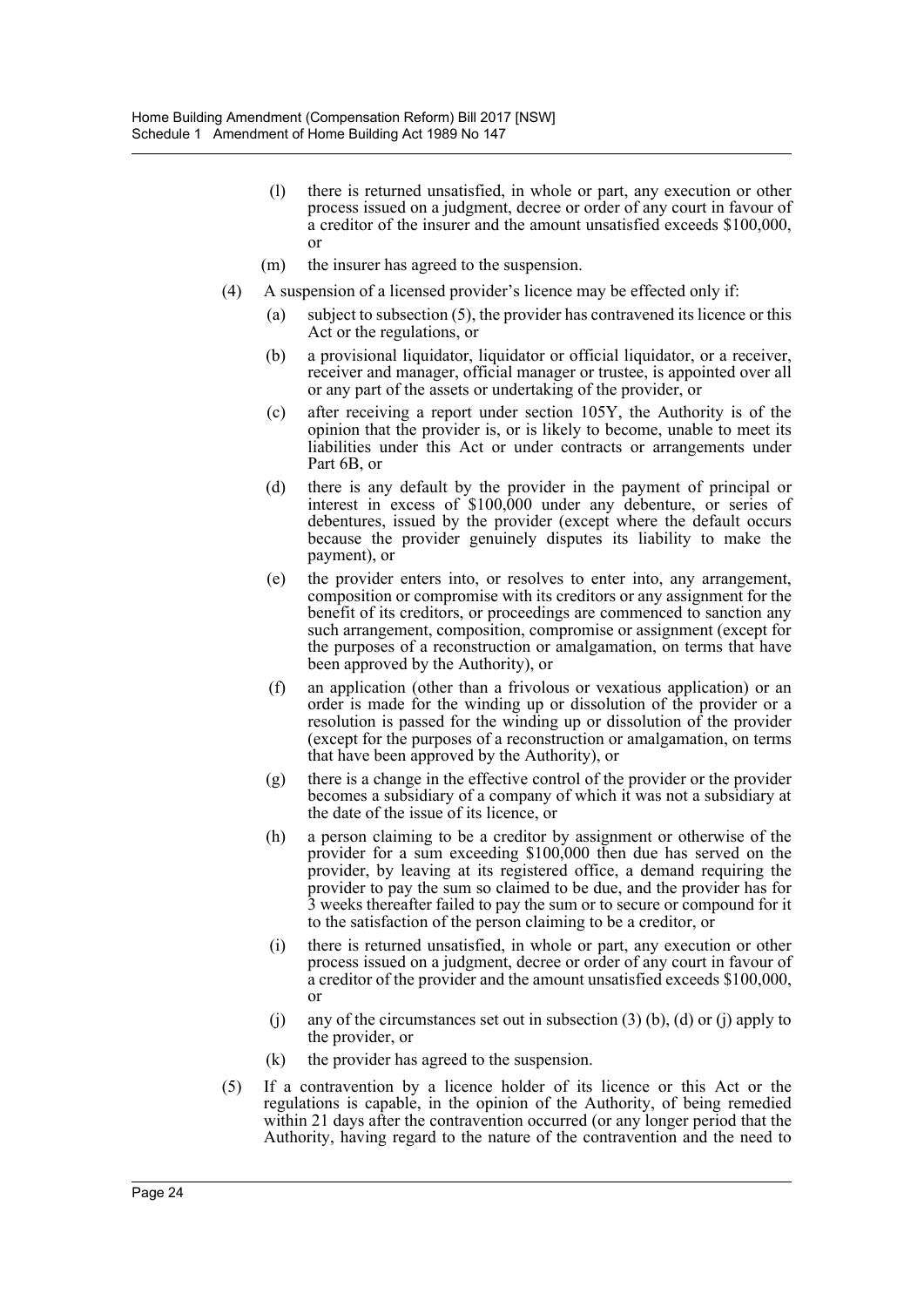(l) there is returned unsatisfied, in whole or part, any execution or other process issued on a judgment, decree or order of any court in favour of a creditor of the insurer and the amount unsatisfied exceeds $100,000, or

(m) the insurer has agreed to the suspension.

(4) A suspension of a licensed provider's licence may be effected only if:

(a) subject to subsection (5), the provider has contravened its licence or this Act or the regulations, or

(b) a provisional liquidator, liquidator or official liquidator, or a receiver, receiver and manager, official manager or trustee, is appointed over all or any part of the assets or undertaking of the provider, or

(c) after receiving a report under section 105Y, the Authority is of the opinion that the provider is, or is likely to become, unable to meet its liabilities under this Act or under contracts or arrangements under Part 6B, or

(d) there is any default by the provider in the payment of principal or interest in excess of $100,000 under any debenture, or series of debentures, issued by the provider (except where the default occurs because the provider genuinely disputes its liability to make the payment), or

(e) the provider enters into, or resolves to enter into, any arrangement, composition or compromise with its creditors or any assignment for the benefit of its creditors, or proceedings are commenced to sanction any such arrangement, composition, compromise or assignment (except for the purposes of a reconstruction or amalgamation, on terms that have been approved by the Authority), or

(f) an application (other than a frivolous or vexatious application) or an order is made for the winding up or dissolution of the provider or a resolution is passed for the winding up or dissolution of the provider (except for the purposes of a reconstruction or amalgamation, on terms that have been approved by the Authority), or

(g) there is a change in the effective control of the provider or the provider becomes a subsidiary of a company of which it was not a subsidiary at the date of the issue of its licence, or

(h) a person claiming to be a creditor by assignment or otherwise of the provider for a sum exceeding $100,000 then due has served on the provider, by leaving at its registered office, a demand requiring the provider to pay the sum so claimed to be due, and the provider has for 3 weeks thereafter failed to pay the sum or to secure or compound for it to the satisfaction of the person claiming to be a creditor, or

(i) there is returned unsatisfied, in whole or part, any execution or other process issued on a judgment, decree or order of any court in favour of a creditor of the provider and the amount unsatisfied exceeds $100,000, or

(j) any of the circumstances set out in subsection (3) (b), (d) or (j) apply to the provider, or

(k) the provider has agreed to the suspension.

(5) If a contravention by a licence holder of its licence or this Act or the regulations is capable, in the opinion of the Authority, of being remedied within 21 days after the contravention occurred (or any longer period that the Authority, having regard to the nature of the contravention and the need to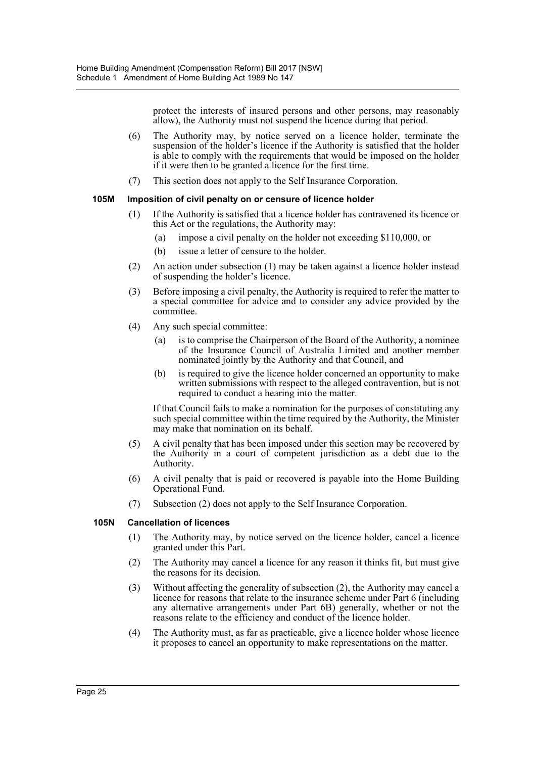protect the interests of insured persons and other persons, may reasonably allow), the Authority must not suspend the licence during that period.

(6) The Authority may, by notice served on a licence holder, terminate the suspension of the holder's licence if the Authority is satisfied that the holder is able to comply with the requirements that would be imposed on the holder if it were then to be granted a licence for the first time.

(7) This section does not apply to the Self Insurance Corporation.

#### 105M Imposition of civil penalty on or censure of licence holder

(1) If the Authority is satisfied that a licence holder has contravened its licence or this Act or the regulations, the Authority may:

(a) impose a civil penalty on the holder not exceeding $110,000, or

(b) issue a letter of censure to the holder.

(2) An action under subsection (1) may be taken against a licence holder instead of suspending the holder's licence.

(3) Before imposing a civil penalty, the Authority is required to refer the matter to a special committee for advice and to consider any advice provided by the committee.

(4) Any such special committee:

(a) is to comprise the Chairperson of the Board of the Authority, a nominee of the Insurance Council of Australia Limited and another member nominated jointly by the Authority and that Council, and

(b) is required to give the licence holder concerned an opportunity to make written submissions with respect to the alleged contravention, but is not required to conduct a hearing into the matter.

If that Council fails to make a nomination for the purposes of constituting any such special committee within the time required by the Authority, the Minister may make that nomination on its behalf.

(5) A civil penalty that has been imposed under this section may be recovered by the Authority in a court of competent jurisdiction as a debt due to the Authority.

(6) A civil penalty that is paid or recovered is payable into the Home Building Operational Fund.

(7) Subsection (2) does not apply to the Self Insurance Corporation.

#### 105N Cancellation of licences

(1) The Authority may, by notice served on the licence holder, cancel a licence granted under this Part.

(2) The Authority may cancel a licence for any reason it thinks fit, but must give the reasons for its decision.

(3) Without affecting the generality of subsection (2), the Authority may cancel a licence for reasons that relate to the insurance scheme under Part 6 (including any alternative arrangements under Part 6B) generally, whether or not the reasons relate to the efficiency and conduct of the licence holder.

(4) The Authority must, as far as practicable, give a licence holder whose licence it proposes to cancel an opportunity to make representations on the matter.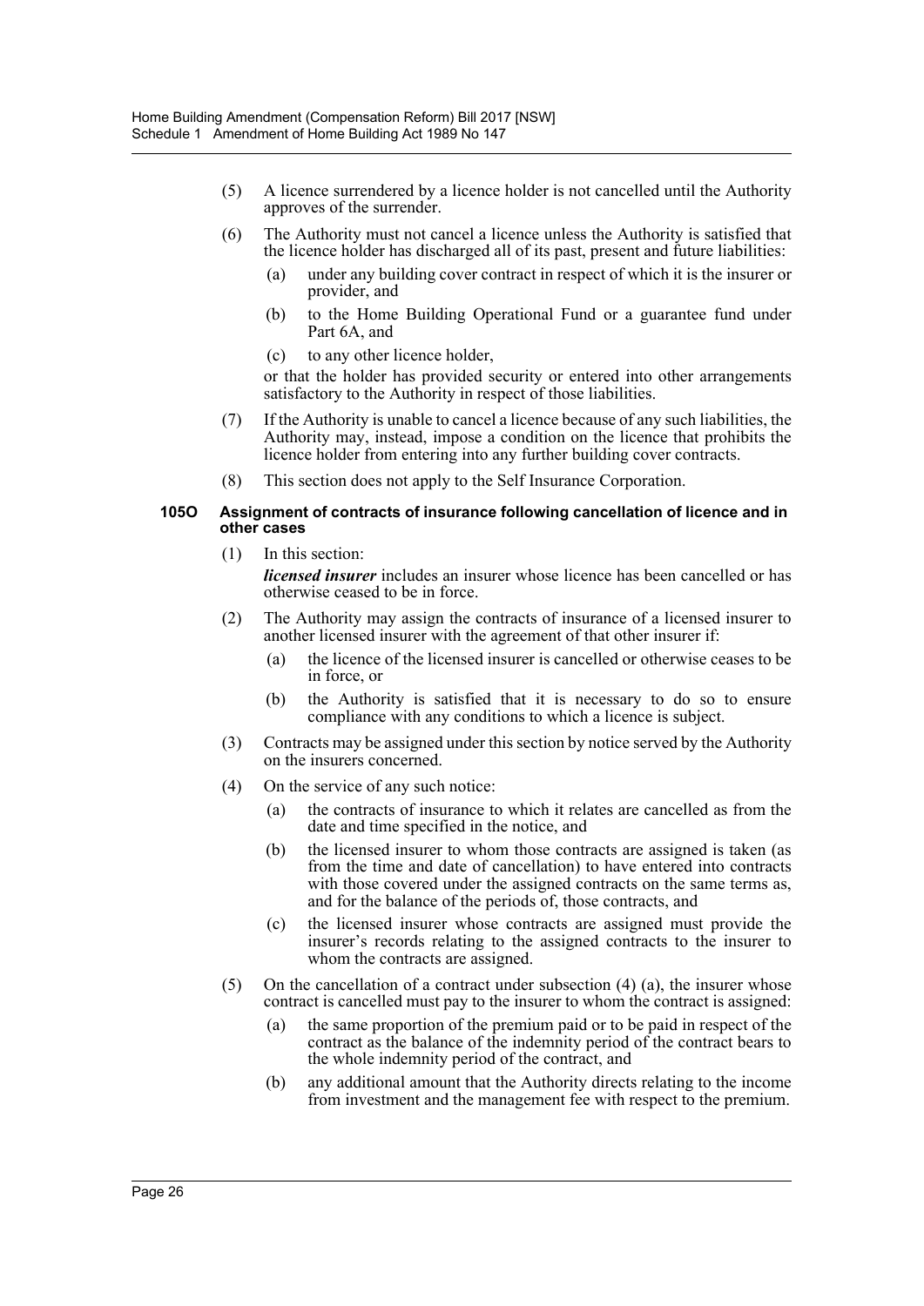(5) A licence surrendered by a licence holder is not cancelled until the Authority approves of the surrender.

(6) The Authority must not cancel a licence unless the Authority is satisfied that the licence holder has discharged all of its past, present and future liabilities:

- (a) under any building cover contract in respect of which it is the insurer or provider, and
- (b) to the Home Building Operational Fund or a guarantee fund under Part 6A, and
- (c) to any other licence holder,

or that the holder has provided security or entered into other arrangements satisfactory to the Authority in respect of those liabilities.

(7) If the Authority is unable to cancel a licence because of any such liabilities, the Authority may, instead, impose a condition on the licence that prohibits the licence holder from entering into any further building cover contracts.

(8) This section does not apply to the Self Insurance Corporation.

**105O Assignment of contracts of insurance following cancellation of licence and in other cases**

(1) In this section:

***licensed insurer*** includes an insurer whose licence has been cancelled or has otherwise ceased to be in force.

(2) The Authority may assign the contracts of insurance of a licensed insurer to another licensed insurer with the agreement of that other insurer if:

- (a) the licence of the licensed insurer is cancelled or otherwise ceases to be in force, or
- (b) the Authority is satisfied that it is necessary to do so to ensure compliance with any conditions to which a licence is subject.

(3) Contracts may be assigned under this section by notice served by the Authority on the insurers concerned.

(4) On the service of any such notice:

- (a) the contracts of insurance to which it relates are cancelled as from the date and time specified in the notice, and
- (b) the licensed insurer to whom those contracts are assigned is taken (as from the time and date of cancellation) to have entered into contracts with those covered under the assigned contracts on the same terms as, and for the balance of the periods of, those contracts, and
- (c) the licensed insurer whose contracts are assigned must provide the insurer's records relating to the assigned contracts to the insurer to whom the contracts are assigned.

(5) On the cancellation of a contract under subsection (4) (a), the insurer whose contract is cancelled must pay to the insurer to whom the contract is assigned:

- (a) the same proportion of the premium paid or to be paid in respect of the contract as the balance of the indemnity period of the contract bears to the whole indemnity period of the contract, and
- (b) any additional amount that the Authority directs relating to the income from investment and the management fee with respect to the premium.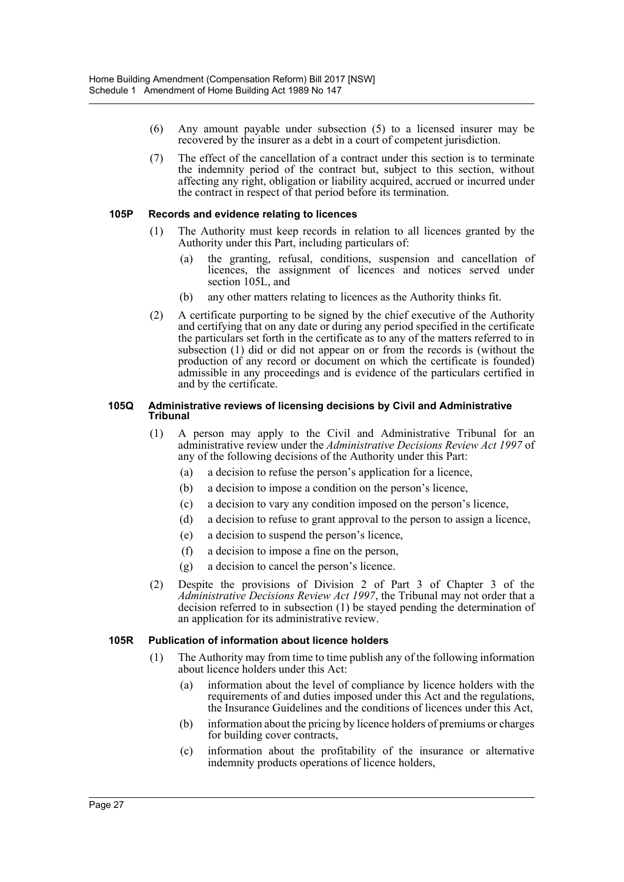(6) Any amount payable under subsection (5) to a licensed insurer may be recovered by the insurer as a debt in a court of competent jurisdiction.

(7) The effect of the cancellation of a contract under this section is to terminate the indemnity period of the contract but, subject to this section, without affecting any right, obligation or liability acquired, accrued or incurred under the contract in respect of that period before its termination.

#### 105P Records and evidence relating to licences

(1) The Authority must keep records in relation to all licences granted by the Authority under this Part, including particulars of:

(a) the granting, refusal, conditions, suspension and cancellation of licences, the assignment of licences and notices served under section 105L, and

(b) any other matters relating to licences as the Authority thinks fit.

(2) A certificate purporting to be signed by the chief executive of the Authority and certifying that on any date or during any period specified in the certificate the particulars set forth in the certificate as to any of the matters referred to in subsection (1) did or did not appear on or from the records is (without the production of any record or document on which the certificate is founded) admissible in any proceedings and is evidence of the particulars certified in and by the certificate.

#### 105Q Administrative reviews of licensing decisions by Civil and Administrative Tribunal

(1) A person may apply to the Civil and Administrative Tribunal for an administrative review under the *Administrative Decisions Review Act 1997* of any of the following decisions of the Authority under this Part:

(a) a decision to refuse the person's application for a licence,

(b) a decision to impose a condition on the person's licence,

(c) a decision to vary any condition imposed on the person's licence,

(d) a decision to refuse to grant approval to the person to assign a licence,

(e) a decision to suspend the person's licence,

(f) a decision to impose a fine on the person,

(g) a decision to cancel the person's licence.

(2) Despite the provisions of Division 2 of Part 3 of Chapter 3 of the *Administrative Decisions Review Act 1997*, the Tribunal may not order that a decision referred to in subsection (1) be stayed pending the determination of an application for its administrative review.

#### 105R Publication of information about licence holders

(1) The Authority may from time to time publish any of the following information about licence holders under this Act:

(a) information about the level of compliance by licence holders with the requirements of and duties imposed under this Act and the regulations, the Insurance Guidelines and the conditions of licences under this Act,

(b) information about the pricing by licence holders of premiums or charges for building cover contracts,

(c) information about the profitability of the insurance or alternative indemnity products operations of licence holders,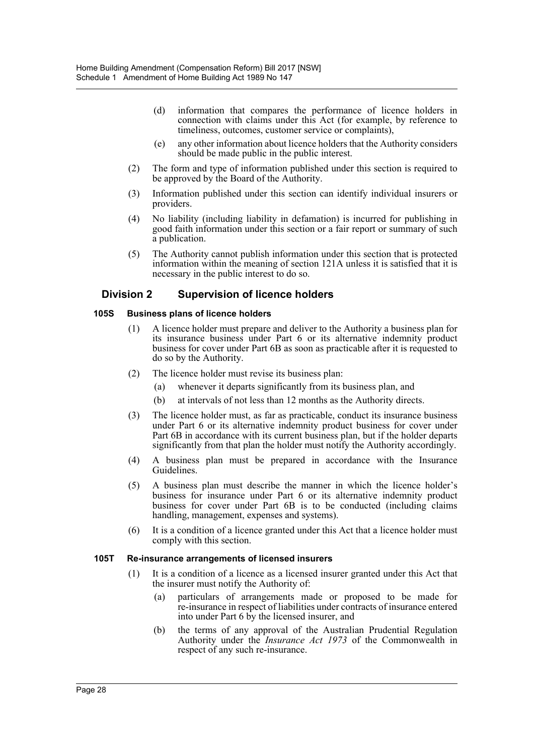(d) information that compares the performance of licence holders in connection with claims under this Act (for example, by reference to timeliness, outcomes, customer service or complaints),

(e) any other information about licence holders that the Authority considers should be made public in the public interest.

(2) The form and type of information published under this section is required to be approved by the Board of the Authority.

(3) Information published under this section can identify individual insurers or providers.

(4) No liability (including liability in defamation) is incurred for publishing in good faith information under this section or a fair report or summary of such a publication.

(5) The Authority cannot publish information under this section that is protected information within the meaning of section 121A unless it is satisfied that it is necessary in the public interest to do so.

## Division 2 Supervision of licence holders

### 105S Business plans of licence holders

(1) A licence holder must prepare and deliver to the Authority a business plan for its insurance business under Part 6 or its alternative indemnity product business for cover under Part 6B as soon as practicable after it is requested to do so by the Authority.

(2) The licence holder must revise its business plan:

(a) whenever it departs significantly from its business plan, and

(b) at intervals of not less than 12 months as the Authority directs.

(3) The licence holder must, as far as practicable, conduct its insurance business under Part 6 or its alternative indemnity product business for cover under Part 6B in accordance with its current business plan, but if the holder departs significantly from that plan the holder must notify the Authority accordingly.

(4) A business plan must be prepared in accordance with the Insurance Guidelines.

(5) A business plan must describe the manner in which the licence holder's business for insurance under Part 6 or its alternative indemnity product business for cover under Part 6B is to be conducted (including claims handling, management, expenses and systems).

(6) It is a condition of a licence granted under this Act that a licence holder must comply with this section.

### 105T Re-insurance arrangements of licensed insurers

(1) It is a condition of a licence as a licensed insurer granted under this Act that the insurer must notify the Authority of:

(a) particulars of arrangements made or proposed to be made for re-insurance in respect of liabilities under contracts of insurance entered into under Part 6 by the licensed insurer, and

(b) the terms of any approval of the Australian Prudential Regulation Authority under the *Insurance Act 1973* of the Commonwealth in respect of any such re-insurance.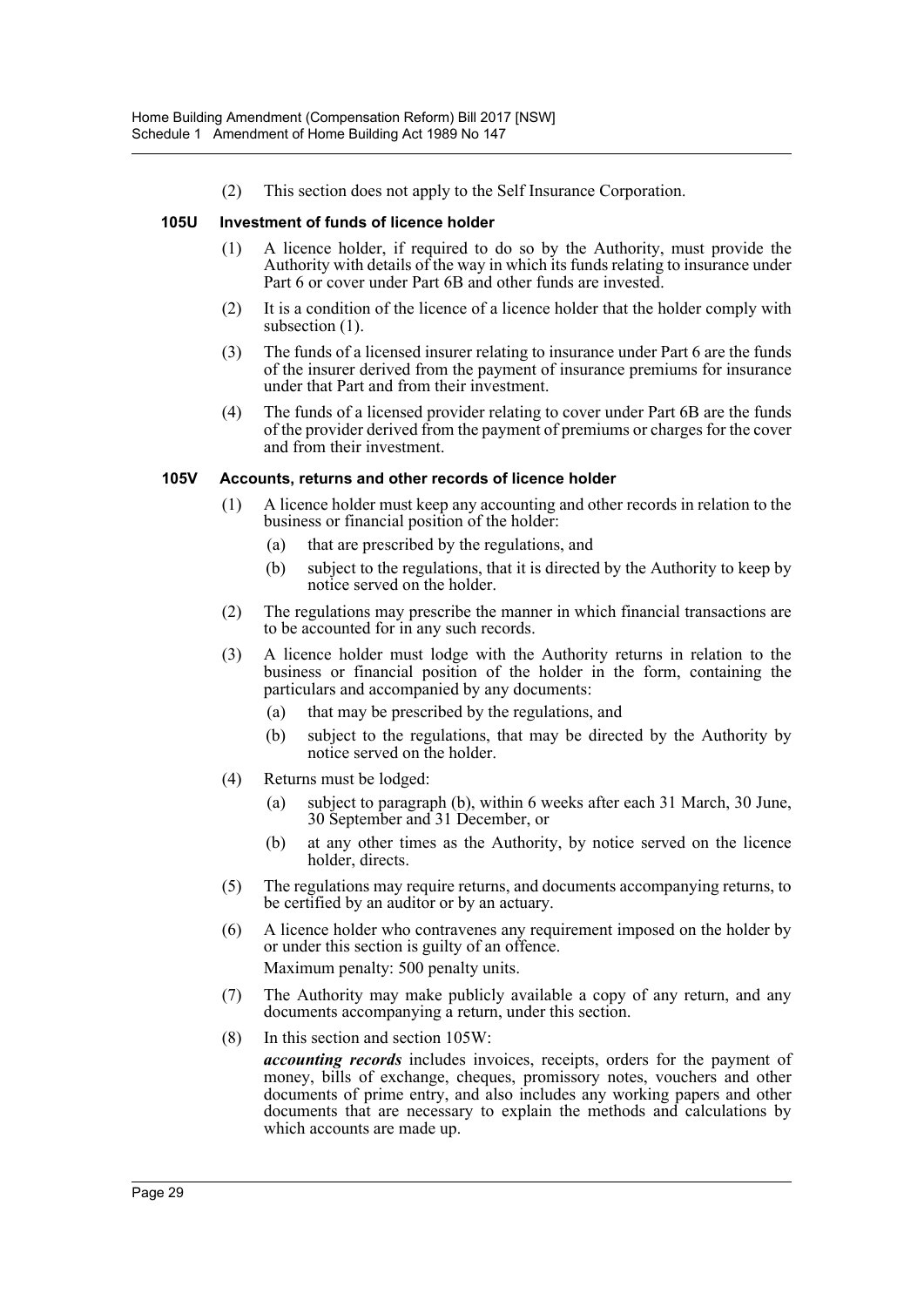(2) This section does not apply to the Self Insurance Corporation.

### 105U Investment of funds of licence holder

(1) A licence holder, if required to do so by the Authority, must provide the Authority with details of the way in which its funds relating to insurance under Part 6 or cover under Part 6B and other funds are invested.

(2) It is a condition of the licence of a licence holder that the holder comply with subsection (1).

(3) The funds of a licensed insurer relating to insurance under Part 6 are the funds of the insurer derived from the payment of insurance premiums for insurance under that Part and from their investment.

(4) The funds of a licensed provider relating to cover under Part 6B are the funds of the provider derived from the payment of premiums or charges for the cover and from their investment.

### 105V Accounts, returns and other records of licence holder

(1) A licence holder must keep any accounting and other records in relation to the business or financial position of the holder:

- (a) that are prescribed by the regulations, and
- (b) subject to the regulations, that it is directed by the Authority to keep by notice served on the holder.

(2) The regulations may prescribe the manner in which financial transactions are to be accounted for in any such records.

(3) A licence holder must lodge with the Authority returns in relation to the business or financial position of the holder in the form, containing the particulars and accompanied by any documents:

- (a) that may be prescribed by the regulations, and
- (b) subject to the regulations, that may be directed by the Authority by notice served on the holder.

(4) Returns must be lodged:

- (a) subject to paragraph (b), within 6 weeks after each 31 March, 30 June, 30 September and 31 December, or
- (b) at any other times as the Authority, by notice served on the licence holder, directs.

(5) The regulations may require returns, and documents accompanying returns, to be certified by an auditor or by an actuary.

(6) A licence holder who contravenes any requirement imposed on the holder by or under this section is guilty of an offence.

Maximum penalty: 500 penalty units.

(7) The Authority may make publicly available a copy of any return, and any documents accompanying a return, under this section.

(8) In this section and section 105W:

***accounting records*** includes invoices, receipts, orders for the payment of money, bills of exchange, cheques, promissory notes, vouchers and other documents of prime entry, and also includes any working papers and other documents that are necessary to explain the methods and calculations by which accounts are made up.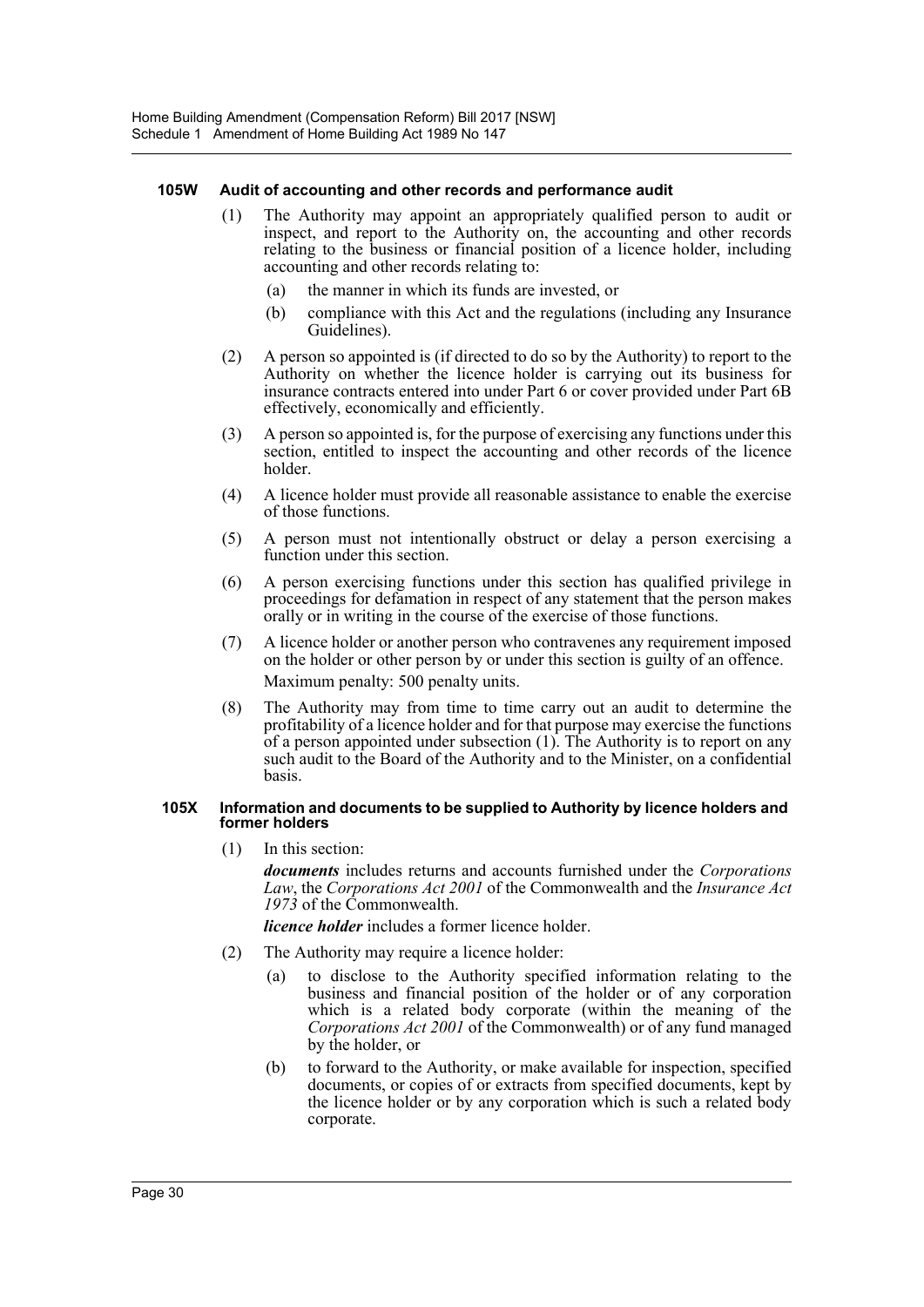#### 105W Audit of accounting and other records and performance audit

(1) The Authority may appoint an appropriately qualified person to audit or inspect, and report to the Authority on, the accounting and other records relating to the business or financial position of a licence holder, including accounting and other records relating to:

- (a) the manner in which its funds are invested, or
- (b) compliance with this Act and the regulations (including any Insurance Guidelines).

(2) A person so appointed is (if directed to do so by the Authority) to report to the Authority on whether the licence holder is carrying out its business for insurance contracts entered into under Part 6 or cover provided under Part 6B effectively, economically and efficiently.

(3) A person so appointed is, for the purpose of exercising any functions under this section, entitled to inspect the accounting and other records of the licence holder.

(4) A licence holder must provide all reasonable assistance to enable the exercise of those functions.

(5) A person must not intentionally obstruct or delay a person exercising a function under this section.

(6) A person exercising functions under this section has qualified privilege in proceedings for defamation in respect of any statement that the person makes orally or in writing in the course of the exercise of those functions.

(7) A licence holder or another person who contravenes any requirement imposed on the holder or other person by or under this section is guilty of an offence.

Maximum penalty: 500 penalty units.

(8) The Authority may from time to time carry out an audit to determine the profitability of a licence holder and for that purpose may exercise the functions of a person appointed under subsection (1). The Authority is to report on any such audit to the Board of the Authority and to the Minister, on a confidential basis.

#### 105X Information and documents to be supplied to Authority by licence holders and former holders

(1) In this section:

***documents*** includes returns and accounts furnished under the *Corporations Law*, the *Corporations Act 2001* of the Commonwealth and the *Insurance Act 1973* of the Commonwealth.

***licence holder*** includes a former licence holder.

(2) The Authority may require a licence holder:

- (a) to disclose to the Authority specified information relating to the business and financial position of the holder or of any corporation which is a related body corporate (within the meaning of the *Corporations Act 2001* of the Commonwealth) or of any fund managed by the holder, or
- (b) to forward to the Authority, or make available for inspection, specified documents, or copies of or extracts from specified documents, kept by the licence holder or by any corporation which is such a related body corporate.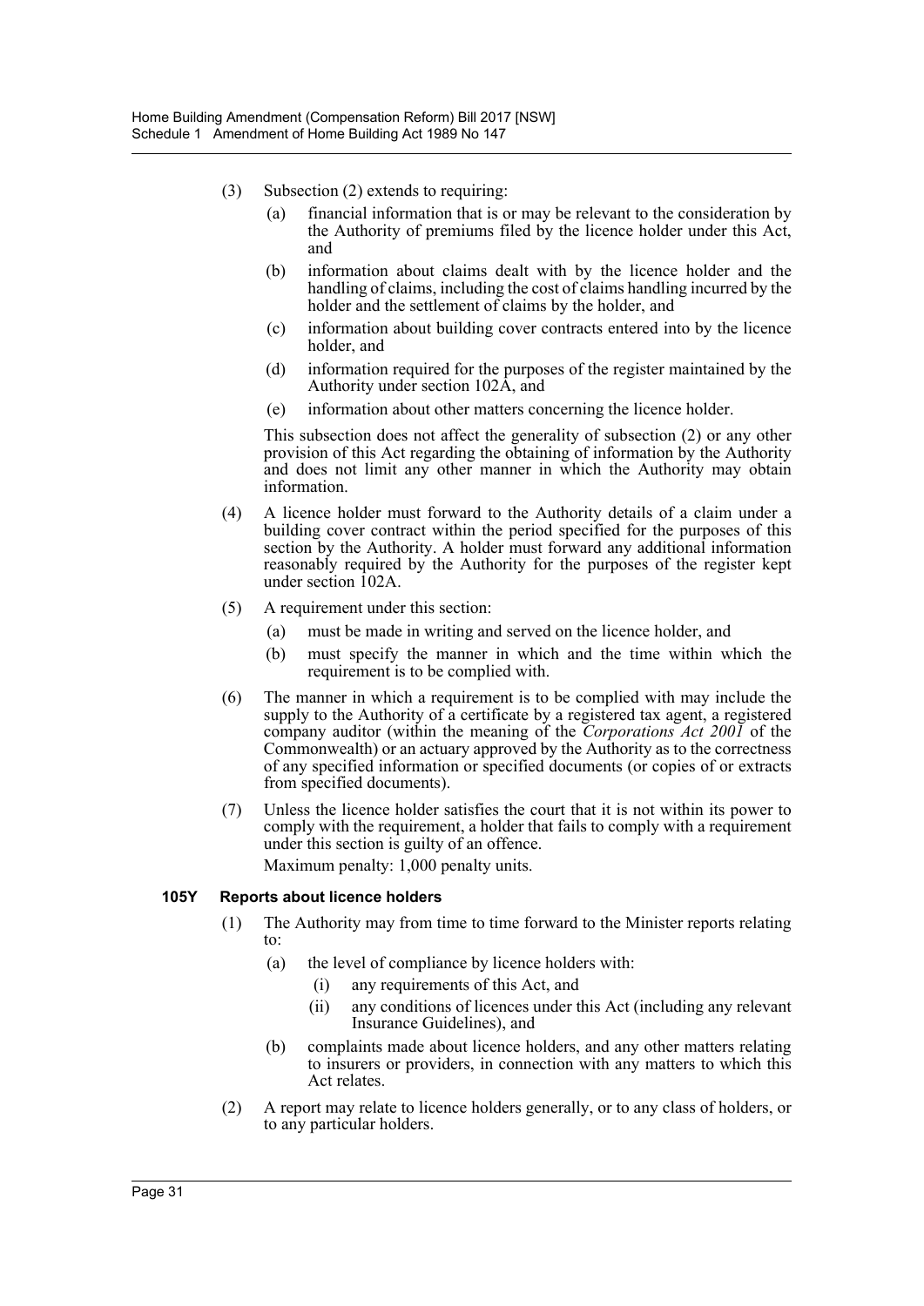(3) Subsection (2) extends to requiring:

(a) financial information that is or may be relevant to the consideration by the Authority of premiums filed by the licence holder under this Act, and

(b) information about claims dealt with by the licence holder and the handling of claims, including the cost of claims handling incurred by the holder and the settlement of claims by the holder, and

(c) information about building cover contracts entered into by the licence holder, and

(d) information required for the purposes of the register maintained by the Authority under section 102A, and

(e) information about other matters concerning the licence holder.

This subsection does not affect the generality of subsection (2) or any other provision of this Act regarding the obtaining of information by the Authority and does not limit any other manner in which the Authority may obtain information.

(4) A licence holder must forward to the Authority details of a claim under a building cover contract within the period specified for the purposes of this section by the Authority. A holder must forward any additional information reasonably required by the Authority for the purposes of the register kept under section 102A.

(5) A requirement under this section:

(a) must be made in writing and served on the licence holder, and

(b) must specify the manner in which and the time within which the requirement is to be complied with.

(6) The manner in which a requirement is to be complied with may include the supply to the Authority of a certificate by a registered tax agent, a registered company auditor (within the meaning of the *Corporations Act 2001* of the Commonwealth) or an actuary approved by the Authority as to the correctness of any specified information or specified documents (or copies of or extracts from specified documents).

(7) Unless the licence holder satisfies the court that it is not within its power to comply with the requirement, a holder that fails to comply with a requirement under this section is guilty of an offence.

Maximum penalty: 1,000 penalty units.

### 105Y Reports about licence holders

(1) The Authority may from time to time forward to the Minister reports relating to:

(a) the level of compliance by licence holders with:

(i) any requirements of this Act, and

(ii) any conditions of licences under this Act (including any relevant Insurance Guidelines), and

(b) complaints made about licence holders, and any other matters relating to insurers or providers, in connection with any matters to which this Act relates.

(2) A report may relate to licence holders generally, or to any class of holders, or to any particular holders.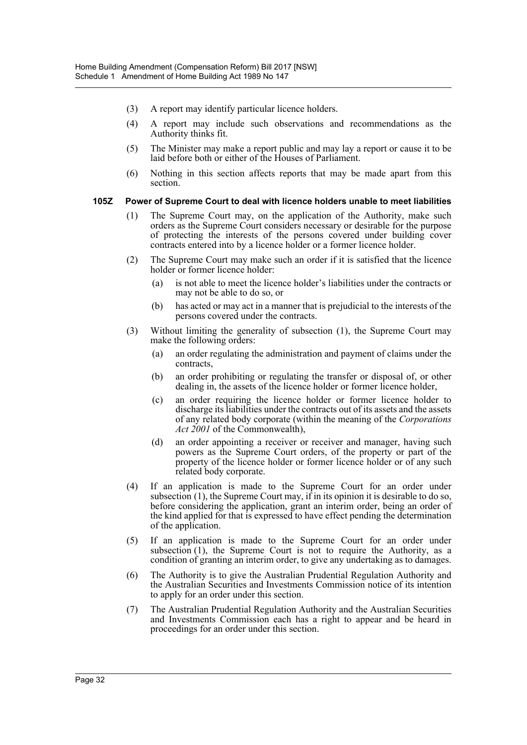(3) A report may identify particular licence holders.

(4) A report may include such observations and recommendations as the Authority thinks fit.

(5) The Minister may make a report public and may lay a report or cause it to be laid before both or either of the Houses of Parliament.

(6) Nothing in this section affects reports that may be made apart from this section.

#### 105Z Power of Supreme Court to deal with licence holders unable to meet liabilities

(1) The Supreme Court may, on the application of the Authority, make such orders as the Supreme Court considers necessary or desirable for the purpose of protecting the interests of the persons covered under building cover contracts entered into by a licence holder or a former licence holder.

(2) The Supreme Court may make such an order if it is satisfied that the licence holder or former licence holder:

(a) is not able to meet the licence holder's liabilities under the contracts or may not be able to do so, or

(b) has acted or may act in a manner that is prejudicial to the interests of the persons covered under the contracts.

(3) Without limiting the generality of subsection (1), the Supreme Court may make the following orders:

(a) an order regulating the administration and payment of claims under the contracts,

(b) an order prohibiting or regulating the transfer or disposal of, or other dealing in, the assets of the licence holder or former licence holder,

(c) an order requiring the licence holder or former licence holder to discharge its liabilities under the contracts out of its assets and the assets of any related body corporate (within the meaning of the *Corporations Act 2001* of the Commonwealth),

(d) an order appointing a receiver or receiver and manager, having such powers as the Supreme Court orders, of the property or part of the property of the licence holder or former licence holder or of any such related body corporate.

(4) If an application is made to the Supreme Court for an order under subsection (1), the Supreme Court may, if in its opinion it is desirable to do so, before considering the application, grant an interim order, being an order of the kind applied for that is expressed to have effect pending the determination of the application.

(5) If an application is made to the Supreme Court for an order under subsection (1), the Supreme Court is not to require the Authority, as a condition of granting an interim order, to give any undertaking as to damages.

(6) The Authority is to give the Australian Prudential Regulation Authority and the Australian Securities and Investments Commission notice of its intention to apply for an order under this section.

(7) The Australian Prudential Regulation Authority and the Australian Securities and Investments Commission each has a right to appear and be heard in proceedings for an order under this section.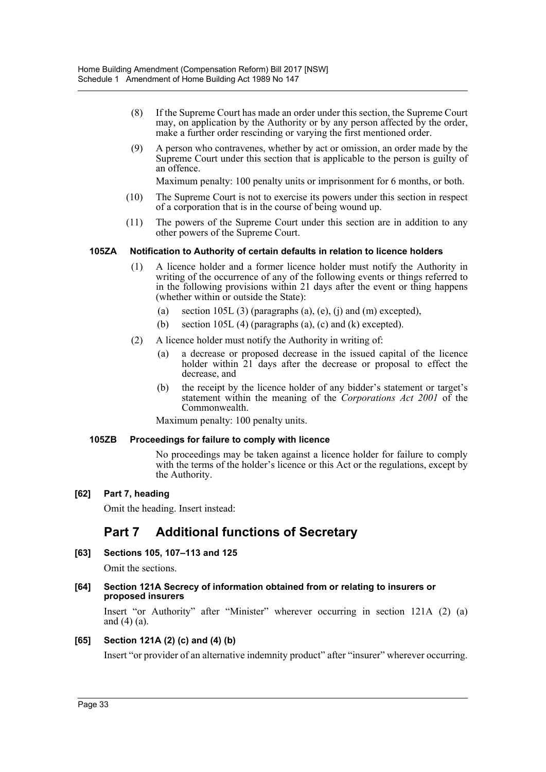(8) If the Supreme Court has made an order under this section, the Supreme Court may, on application by the Authority or by any person affected by the order, make a further order rescinding or varying the first mentioned order.

(9) A person who contravenes, whether by act or omission, an order made by the Supreme Court under this section that is applicable to the person is guilty of an offence.

Maximum penalty: 100 penalty units or imprisonment for 6 months, or both.

(10) The Supreme Court is not to exercise its powers under this section in respect of a corporation that is in the course of being wound up.

(11) The powers of the Supreme Court under this section are in addition to any other powers of the Supreme Court.

#### 105ZA Notification to Authority of certain defaults in relation to licence holders

(1) A licence holder and a former licence holder must notify the Authority in writing of the occurrence of any of the following events or things referred to in the following provisions within 21 days after the event or thing happens (whether within or outside the State):

- (a) section 105L (3) (paragraphs (a), (e), (j) and (m) excepted),
- (b) section 105L (4) (paragraphs (a), (c) and (k) excepted).

(2) A licence holder must notify the Authority in writing of:

- (a) a decrease or proposed decrease in the issued capital of the licence holder within 21 days after the decrease or proposal to effect the decrease, and
- (b) the receipt by the licence holder of any bidder's statement or target's statement within the meaning of the *Corporations Act 2001* of the Commonwealth.

Maximum penalty: 100 penalty units.

#### 105ZB Proceedings for failure to comply with licence

No proceedings may be taken against a licence holder for failure to comply with the terms of the holder's licence or this Act or the regulations, except by the Authority.

#### [62] Part 7, heading

Omit the heading. Insert instead:

## Part 7 Additional functions of Secretary

#### [63] Sections 105, 107–113 and 125

Omit the sections.

#### [64] Section 121A Secrecy of information obtained from or relating to insurers or proposed insurers

Insert "or Authority" after "Minister" wherever occurring in section 121A (2) (a) and (4) (a).

#### [65] Section 121A (2) (c) and (4) (b)

Insert "or provider of an alternative indemnity product" after "insurer" wherever occurring.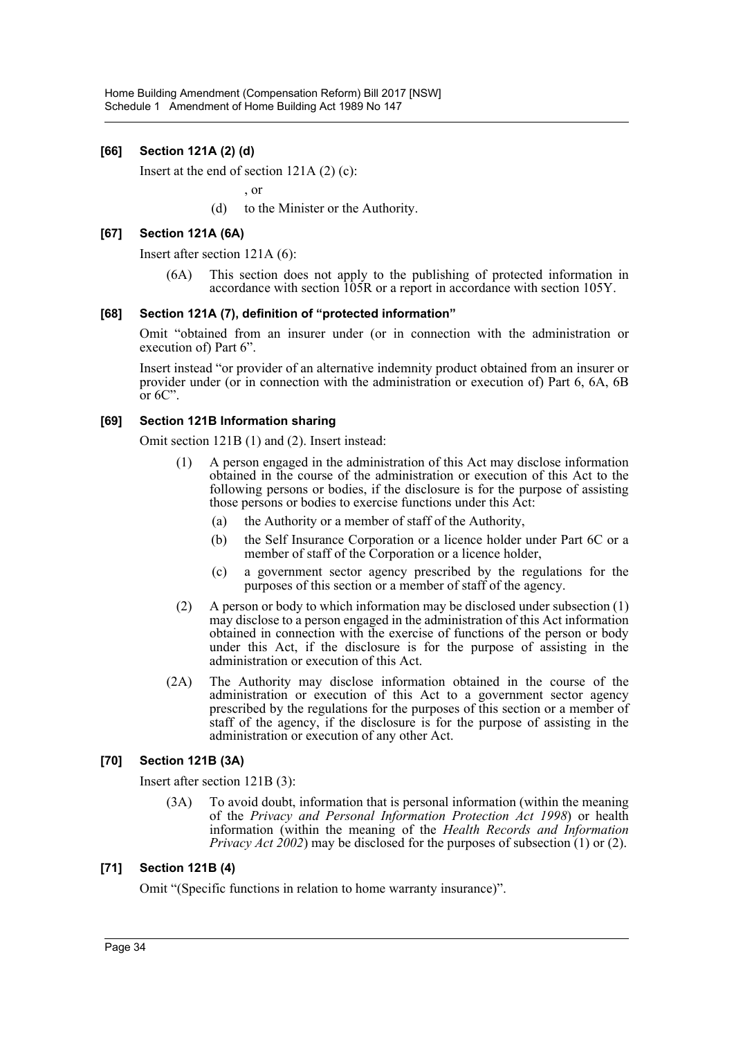### [66] Section 121A (2) (d)

Insert at the end of section 121A (2) (c):

, or

(d) to the Minister or the Authority.

### [67] Section 121A (6A)

Insert after section 121A (6):

(6A) This section does not apply to the publishing of protected information in accordance with section 105R or a report in accordance with section 105Y.

### [68] Section 121A (7), definition of "protected information"

Omit "obtained from an insurer under (or in connection with the administration or execution of) Part 6".

Insert instead "or provider of an alternative indemnity product obtained from an insurer or provider under (or in connection with the administration or execution of) Part 6, 6A, 6B or 6C".

### [69] Section 121B Information sharing

Omit section 121B (1) and (2). Insert instead:

(1) A person engaged in the administration of this Act may disclose information obtained in the course of the administration or execution of this Act to the following persons or bodies, if the disclosure is for the purpose of assisting those persons or bodies to exercise functions under this Act:

(a) the Authority or a member of staff of the Authority,

(b) the Self Insurance Corporation or a licence holder under Part 6C or a member of staff of the Corporation or a licence holder,

(c) a government sector agency prescribed by the regulations for the purposes of this section or a member of staff of the agency.

(2) A person or body to which information may be disclosed under subsection (1) may disclose to a person engaged in the administration of this Act information obtained in connection with the exercise of functions of the person or body under this Act, if the disclosure is for the purpose of assisting in the administration or execution of this Act.

(2A) The Authority may disclose information obtained in the course of the administration or execution of this Act to a government sector agency prescribed by the regulations for the purposes of this section or a member of staff of the agency, if the disclosure is for the purpose of assisting in the administration or execution of any other Act.

### [70] Section 121B (3A)

Insert after section 121B (3):

(3A) To avoid doubt, information that is personal information (within the meaning of the *Privacy and Personal Information Protection Act 1998*) or health information (within the meaning of the *Health Records and Information Privacy Act 2002*) may be disclosed for the purposes of subsection (1) or (2).

### [71] Section 121B (4)

Omit "(Specific functions in relation to home warranty insurance)".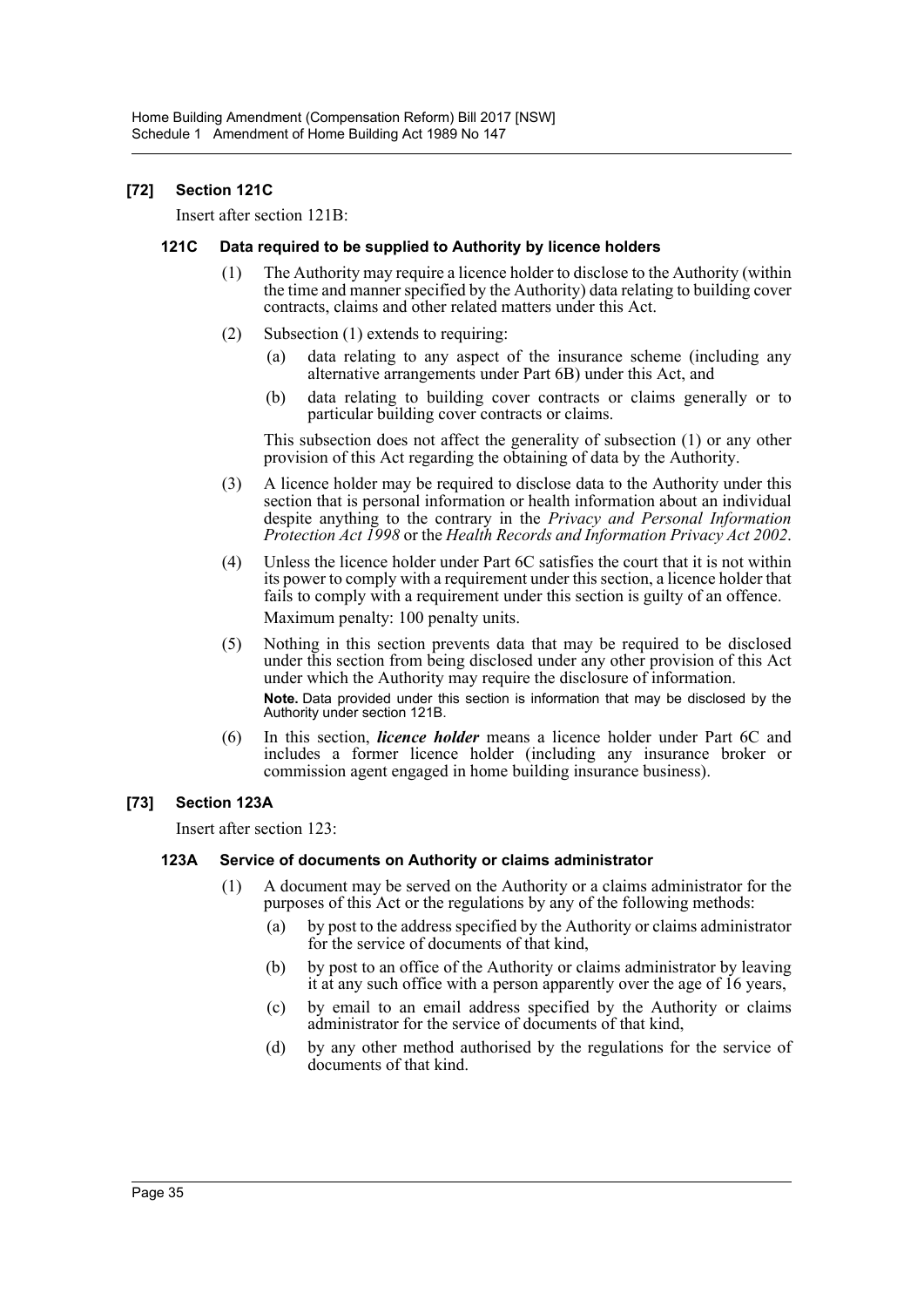### [72] Section 121C

Insert after section 121B:

#### 121C Data required to be supplied to Authority by licence holders

(1) The Authority may require a licence holder to disclose to the Authority (within the time and manner specified by the Authority) data relating to building cover contracts, claims and other related matters under this Act.

(2) Subsection (1) extends to requiring:

- (a) data relating to any aspect of the insurance scheme (including any alternative arrangements under Part 6B) under this Act, and
- (b) data relating to building cover contracts or claims generally or to particular building cover contracts or claims.

This subsection does not affect the generality of subsection (1) or any other provision of this Act regarding the obtaining of data by the Authority.

(3) A licence holder may be required to disclose data to the Authority under this section that is personal information or health information about an individual despite anything to the contrary in the *Privacy and Personal Information Protection Act 1998* or the *Health Records and Information Privacy Act 2002*.

(4) Unless the licence holder under Part 6C satisfies the court that it is not within its power to comply with a requirement under this section, a licence holder that fails to comply with a requirement under this section is guilty of an offence.

Maximum penalty: 100 penalty units.

(5) Nothing in this section prevents data that may be required to be disclosed under this section from being disclosed under any other provision of this Act under which the Authority may require the disclosure of information.

**Note.** Data provided under this section is information that may be disclosed by the Authority under section 121B.

(6) In this section, ***licence holder*** means a licence holder under Part 6C and includes a former licence holder (including any insurance broker or commission agent engaged in home building insurance business).

### [73] Section 123A

Insert after section 123:

#### 123A Service of documents on Authority or claims administrator

(1) A document may be served on the Authority or a claims administrator for the purposes of this Act or the regulations by any of the following methods:

- (a) by post to the address specified by the Authority or claims administrator for the service of documents of that kind,
- (b) by post to an office of the Authority or claims administrator by leaving it at any such office with a person apparently over the age of 16 years,
- (c) by email to an email address specified by the Authority or claims administrator for the service of documents of that kind,
- (d) by any other method authorised by the regulations for the service of documents of that kind.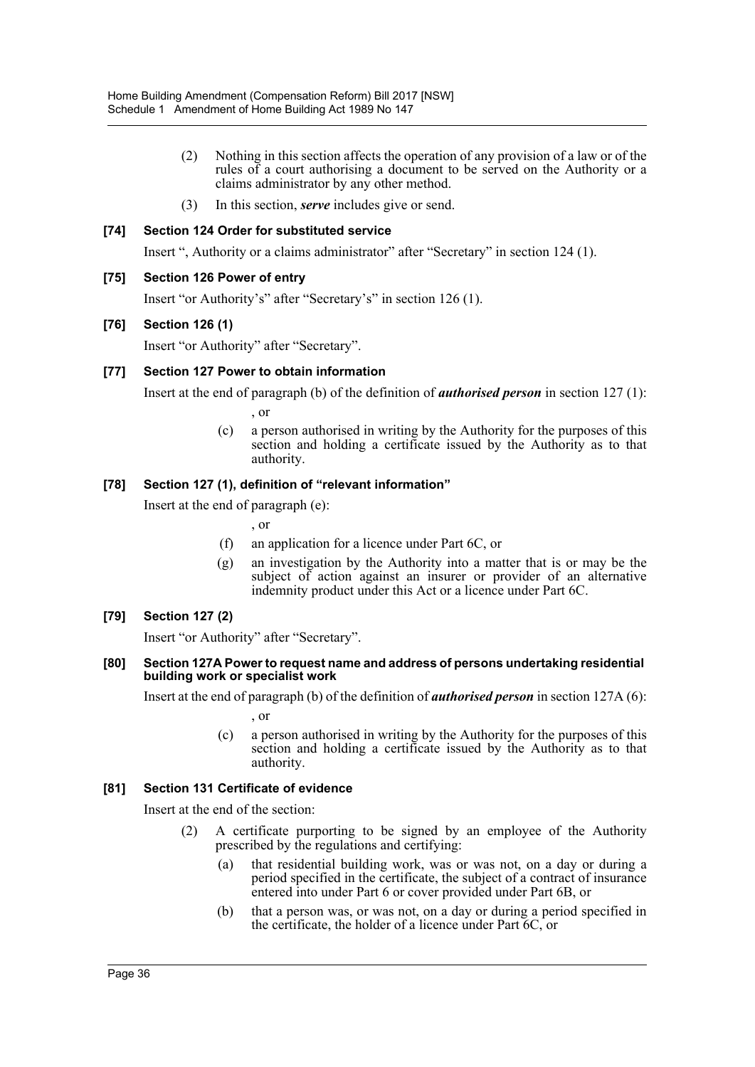(2) Nothing in this section affects the operation of any provision of a law or of the rules of a court authorising a document to be served on the Authority or a claims administrator by any other method.

(3) In this section, ***serve*** includes give or send.

**[74] Section 124 Order for substituted service**

Insert ", Authority or a claims administrator" after "Secretary" in section 124 (1).

**[75] Section 126 Power of entry**

Insert "or Authority's" after "Secretary's" in section 126 (1).

**[76] Section 126 (1)**

Insert "or Authority" after "Secretary".

**[77] Section 127 Power to obtain information**

Insert at the end of paragraph (b) of the definition of ***authorised person*** in section 127 (1):

, or

(c) a person authorised in writing by the Authority for the purposes of this section and holding a certificate issued by the Authority as to that authority.

**[78] Section 127 (1), definition of "relevant information"**

Insert at the end of paragraph (e):

, or

(f) an application for a licence under Part 6C, or

(g) an investigation by the Authority into a matter that is or may be the subject of action against an insurer or provider of an alternative indemnity product under this Act or a licence under Part 6C.

**[79] Section 127 (2)**

Insert "or Authority" after "Secretary".

**[80] Section 127A Power to request name and address of persons undertaking residential building work or specialist work**

Insert at the end of paragraph (b) of the definition of ***authorised person*** in section 127A (6):

, or

(c) a person authorised in writing by the Authority for the purposes of this section and holding a certificate issued by the Authority as to that authority.

**[81] Section 131 Certificate of evidence**

Insert at the end of the section:

(2) A certificate purporting to be signed by an employee of the Authority prescribed by the regulations and certifying:

(a) that residential building work, was or was not, on a day or during a period specified in the certificate, the subject of a contract of insurance entered into under Part 6 or cover provided under Part 6B, or

(b) that a person was, or was not, on a day or during a period specified in the certificate, the holder of a licence under Part 6C, or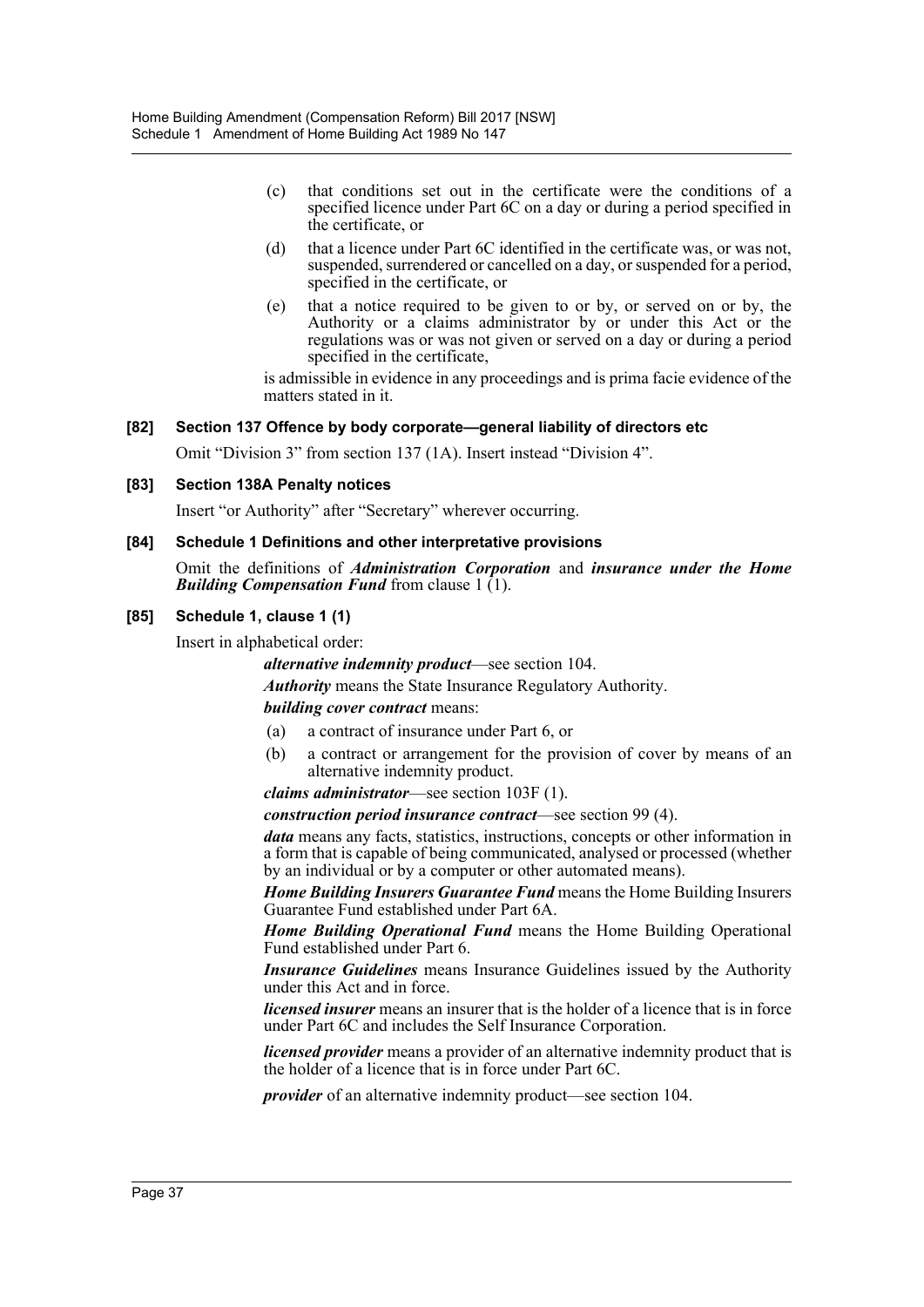(c) that conditions set out in the certificate were the conditions of a specified licence under Part 6C on a day or during a period specified in the certificate, or

(d) that a licence under Part 6C identified in the certificate was, or was not, suspended, surrendered or cancelled on a day, or suspended for a period, specified in the certificate, or

(e) that a notice required to be given to or by, or served on or by, the Authority or a claims administrator by or under this Act or the regulations was or was not given or served on a day or during a period specified in the certificate,

is admissible in evidence in any proceedings and is prima facie evidence of the matters stated in it.

#### [82] Section 137 Offence by body corporate—general liability of directors etc

Omit "Division 3" from section 137 (1A). Insert instead "Division 4".

#### [83] Section 138A Penalty notices

Insert "or Authority" after "Secretary" wherever occurring.

#### [84] Schedule 1 Definitions and other interpretative provisions

Omit the definitions of ***Administration Corporation*** and ***insurance under the Home Building Compensation Fund*** from clause 1 (1).

#### [85] Schedule 1, clause 1 (1)

Insert in alphabetical order:

***alternative indemnity product***—see section 104.

***Authority*** means the State Insurance Regulatory Authority.

***building cover contract*** means:

(a) a contract of insurance under Part 6, or

(b) a contract or arrangement for the provision of cover by means of an alternative indemnity product.

***claims administrator***—see section 103F (1).

***construction period insurance contract***—see section 99 (4).

***data*** means any facts, statistics, instructions, concepts or other information in a form that is capable of being communicated, analysed or processed (whether by an individual or by a computer or other automated means).

***Home Building Insurers Guarantee Fund*** means the Home Building Insurers Guarantee Fund established under Part 6A.

***Home Building Operational Fund*** means the Home Building Operational Fund established under Part 6.

***Insurance Guidelines*** means Insurance Guidelines issued by the Authority under this Act and in force.

***licensed insurer*** means an insurer that is the holder of a licence that is in force under Part 6C and includes the Self Insurance Corporation.

***licensed provider*** means a provider of an alternative indemnity product that is the holder of a licence that is in force under Part 6C.

***provider*** of an alternative indemnity product—see section 104.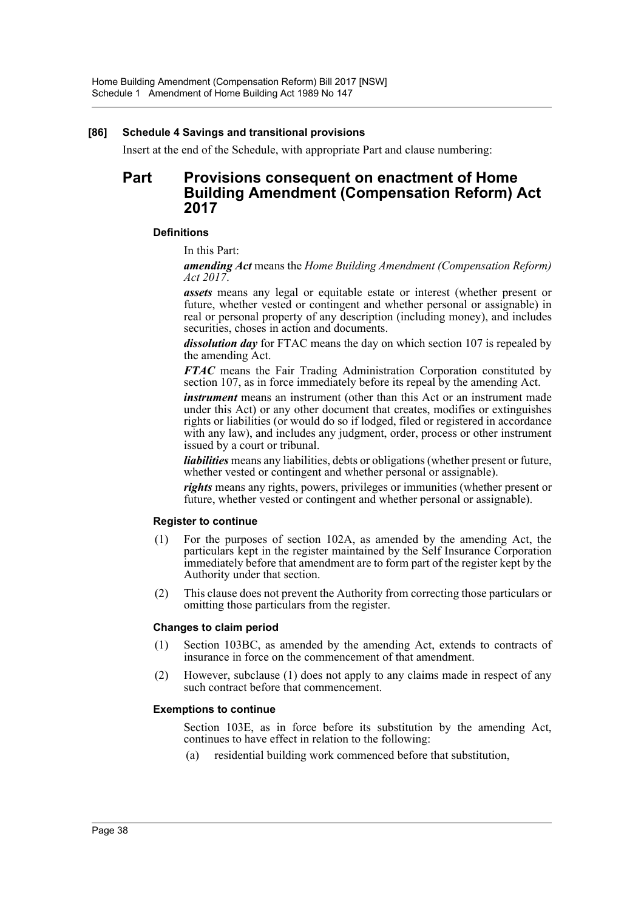**[86] Schedule 4 Savings and transitional provisions**

Insert at the end of the Schedule, with appropriate Part and clause numbering:

## Part Provisions consequent on enactment of Home Building Amendment (Compensation Reform) Act 2017

#### Definitions

In this Part:

***amending Act*** means the *Home Building Amendment (Compensation Reform) Act 2017*.

***assets*** means any legal or equitable estate or interest (whether present or future, whether vested or contingent and whether personal or assignable) in real or personal property of any description (including money), and includes securities, choses in action and documents.

***dissolution day*** for FTAC means the day on which section 107 is repealed by the amending Act.

***FTAC*** means the Fair Trading Administration Corporation constituted by section 107, as in force immediately before its repeal by the amending Act.

***instrument*** means an instrument (other than this Act or an instrument made under this Act) or any other document that creates, modifies or extinguishes rights or liabilities (or would do so if lodged, filed or registered in accordance with any law), and includes any judgment, order, process or other instrument issued by a court or tribunal.

***liabilities*** means any liabilities, debts or obligations (whether present or future, whether vested or contingent and whether personal or assignable).

***rights*** means any rights, powers, privileges or immunities (whether present or future, whether vested or contingent and whether personal or assignable).

#### Register to continue

(1) For the purposes of section 102A, as amended by the amending Act, the particulars kept in the register maintained by the Self Insurance Corporation immediately before that amendment are to form part of the register kept by the Authority under that section.

(2) This clause does not prevent the Authority from correcting those particulars or omitting those particulars from the register.

#### Changes to claim period

(1) Section 103BC, as amended by the amending Act, extends to contracts of insurance in force on the commencement of that amendment.

(2) However, subclause (1) does not apply to any claims made in respect of any such contract before that commencement.

#### Exemptions to continue

Section 103E, as in force before its substitution by the amending Act, continues to have effect in relation to the following:

(a) residential building work commenced before that substitution,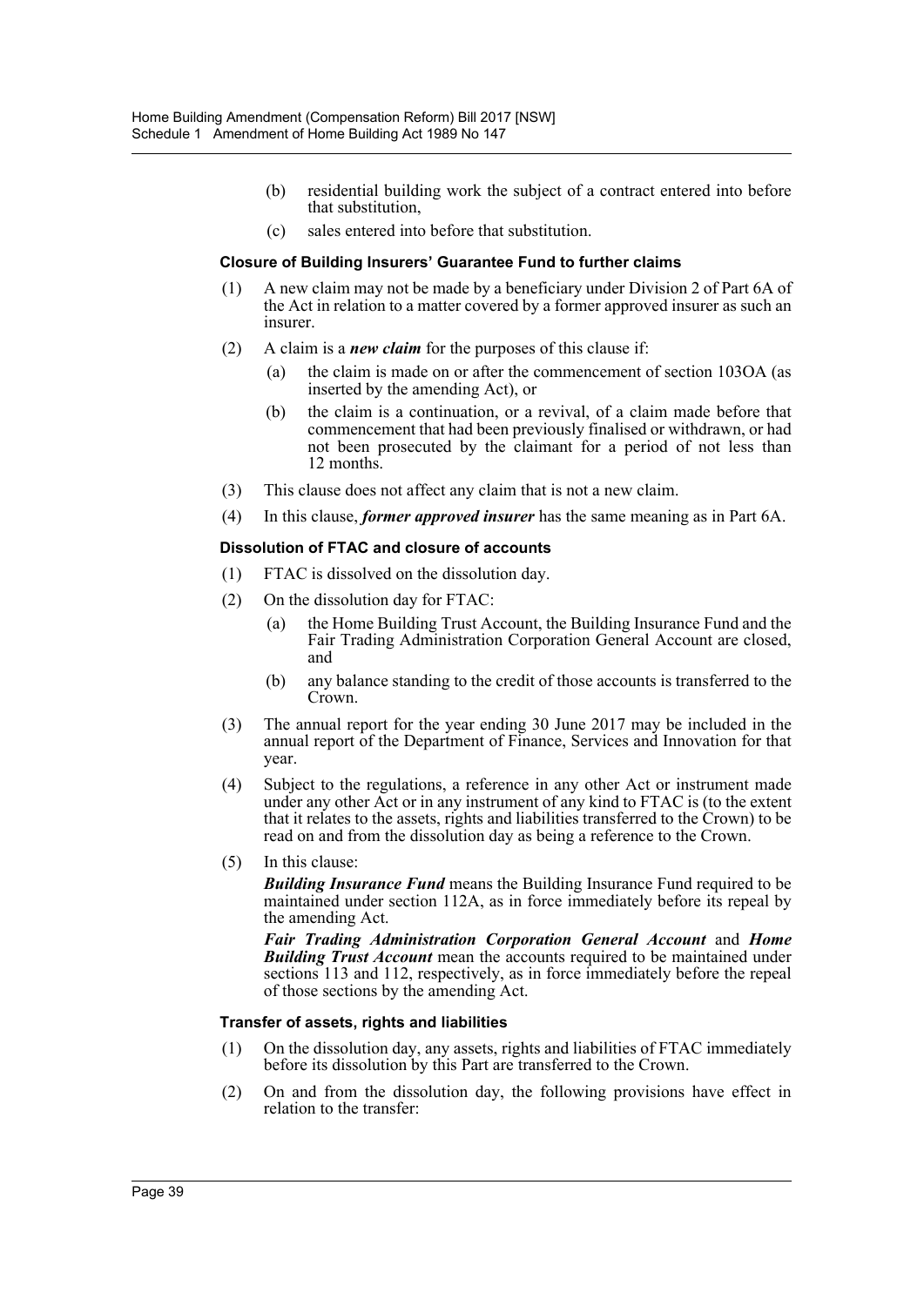(b) residential building work the subject of a contract entered into before that substitution,

(c) sales entered into before that substitution.

#### Closure of Building Insurers' Guarantee Fund to further claims

(1) A new claim may not be made by a beneficiary under Division 2 of Part 6A of the Act in relation to a matter covered by a former approved insurer as such an insurer.

(2) A claim is a ***new claim*** for the purposes of this clause if:

(a) the claim is made on or after the commencement of section 103OA (as inserted by the amending Act), or

(b) the claim is a continuation, or a revival, of a claim made before that commencement that had been previously finalised or withdrawn, or had not been prosecuted by the claimant for a period of not less than 12 months.

(3) This clause does not affect any claim that is not a new claim.

(4) In this clause, ***former approved insurer*** has the same meaning as in Part 6A.

#### Dissolution of FTAC and closure of accounts

(1) FTAC is dissolved on the dissolution day.

(2) On the dissolution day for FTAC:

(a) the Home Building Trust Account, the Building Insurance Fund and the Fair Trading Administration Corporation General Account are closed, and

(b) any balance standing to the credit of those accounts is transferred to the Crown.

(3) The annual report for the year ending 30 June 2017 may be included in the annual report of the Department of Finance, Services and Innovation for that year.

(4) Subject to the regulations, a reference in any other Act or instrument made under any other Act or in any instrument of any kind to FTAC is (to the extent that it relates to the assets, rights and liabilities transferred to the Crown) to be read on and from the dissolution day as being a reference to the Crown.

(5) In this clause:

***Building Insurance Fund*** means the Building Insurance Fund required to be maintained under section 112A, as in force immediately before its repeal by the amending Act.

***Fair Trading Administration Corporation General Account*** and ***Home Building Trust Account*** mean the accounts required to be maintained under sections 113 and 112, respectively, as in force immediately before the repeal of those sections by the amending Act.

#### Transfer of assets, rights and liabilities

(1) On the dissolution day, any assets, rights and liabilities of FTAC immediately before its dissolution by this Part are transferred to the Crown.

(2) On and from the dissolution day, the following provisions have effect in relation to the transfer: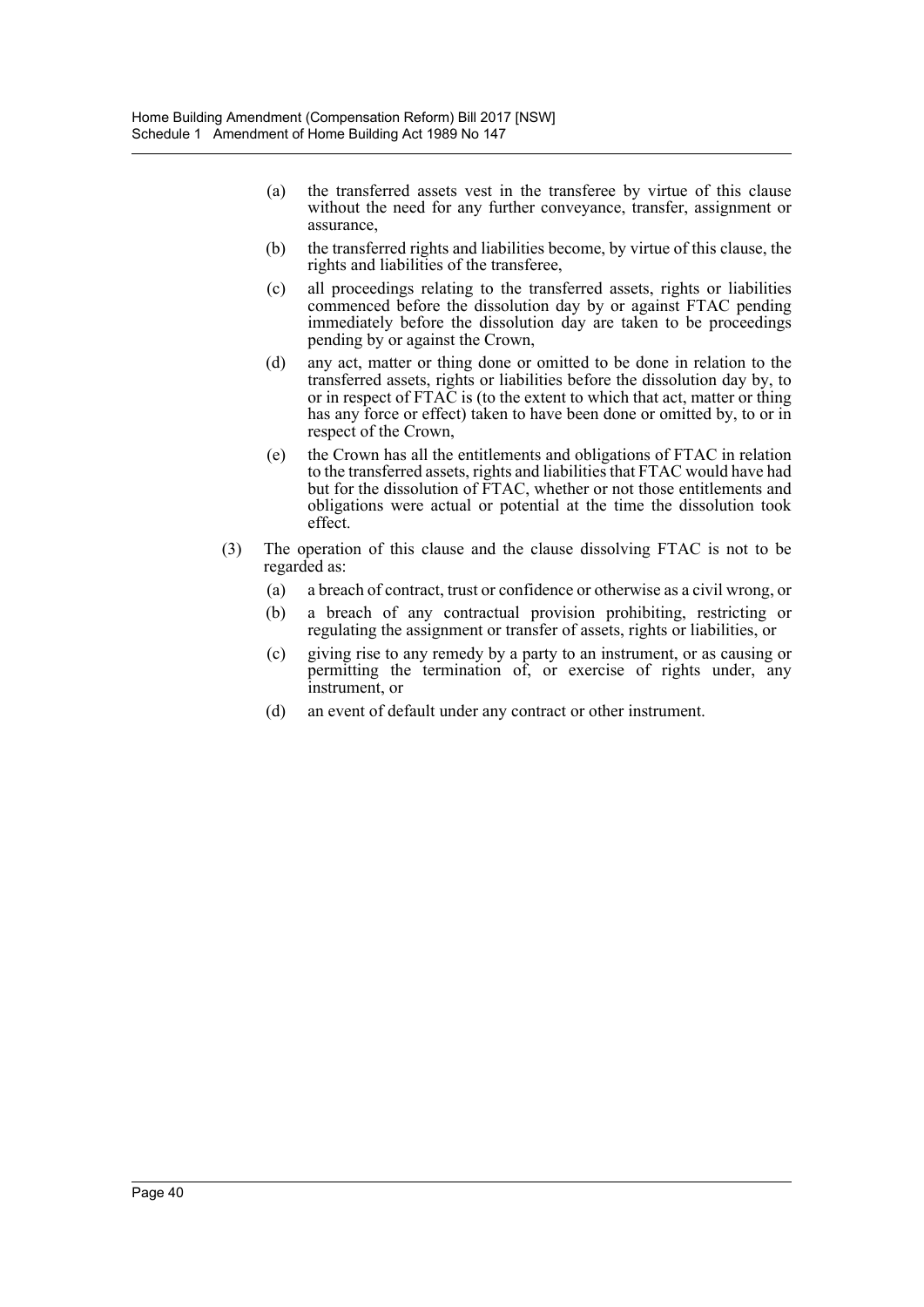(a) the transferred assets vest in the transferee by virtue of this clause without the need for any further conveyance, transfer, assignment or assurance,

(b) the transferred rights and liabilities become, by virtue of this clause, the rights and liabilities of the transferee,

(c) all proceedings relating to the transferred assets, rights or liabilities commenced before the dissolution day by or against FTAC pending immediately before the dissolution day are taken to be proceedings pending by or against the Crown,

(d) any act, matter or thing done or omitted to be done in relation to the transferred assets, rights or liabilities before the dissolution day by, to or in respect of FTAC is (to the extent to which that act, matter or thing has any force or effect) taken to have been done or omitted by, to or in respect of the Crown,

(e) the Crown has all the entitlements and obligations of FTAC in relation to the transferred assets, rights and liabilities that FTAC would have had but for the dissolution of FTAC, whether or not those entitlements and obligations were actual or potential at the time the dissolution took effect.

(3) The operation of this clause and the clause dissolving FTAC is not to be regarded as:

(a) a breach of contract, trust or confidence or otherwise as a civil wrong, or

(b) a breach of any contractual provision prohibiting, restricting or regulating the assignment or transfer of assets, rights or liabilities, or

(c) giving rise to any remedy by a party to an instrument, or as causing or permitting the termination of, or exercise of rights under, any instrument, or

(d) an event of default under any contract or other instrument.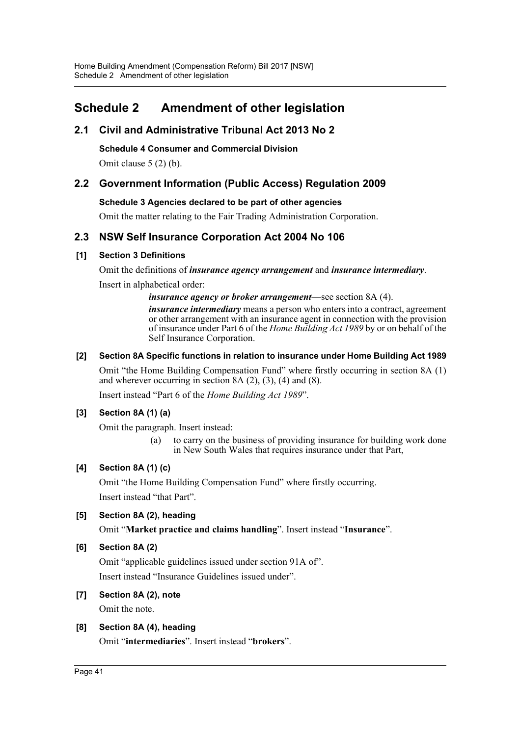# Schedule 2 Amendment of other legislation

## 2.1 Civil and Administrative Tribunal Act 2013 No 2

**Schedule 4 Consumer and Commercial Division**

Omit clause 5 (2) (b).

## 2.2 Government Information (Public Access) Regulation 2009

**Schedule 3 Agencies declared to be part of other agencies**

Omit the matter relating to the Fair Trading Administration Corporation.

## 2.3 NSW Self Insurance Corporation Act 2004 No 106

**[1] Section 3 Definitions**

Omit the definitions of ***insurance agency arrangement*** and ***insurance intermediary***.

Insert in alphabetical order:

> ***insurance agency or broker arrangement***—see section 8A (4).
>
> ***insurance intermediary*** means a person who enters into a contract, agreement or other arrangement with an insurance agent in connection with the provision of insurance under Part 6 of the *Home Building Act 1989* by or on behalf of the Self Insurance Corporation.

**[2] Section 8A Specific functions in relation to insurance under Home Building Act 1989**

Omit "the Home Building Compensation Fund" where firstly occurring in section 8A (1) and wherever occurring in section 8A (2), (3), (4) and (8).

Insert instead "Part 6 of the *Home Building Act 1989*".

**[3] Section 8A (1) (a)**

Omit the paragraph. Insert instead:

> (a) to carry on the business of providing insurance for building work done in New South Wales that requires insurance under that Part,

**[4] Section 8A (1) (c)**

Omit "the Home Building Compensation Fund" where firstly occurring.

Insert instead "that Part".

**[5] Section 8A (2), heading**

Omit "**Market practice and claims handling**". Insert instead "**Insurance**".

**[6] Section 8A (2)**

Omit "applicable guidelines issued under section 91A of".

Insert instead "Insurance Guidelines issued under".

**[7] Section 8A (2), note**

Omit the note.

**[8] Section 8A (4), heading**

Omit "**intermediaries**". Insert instead "**brokers**".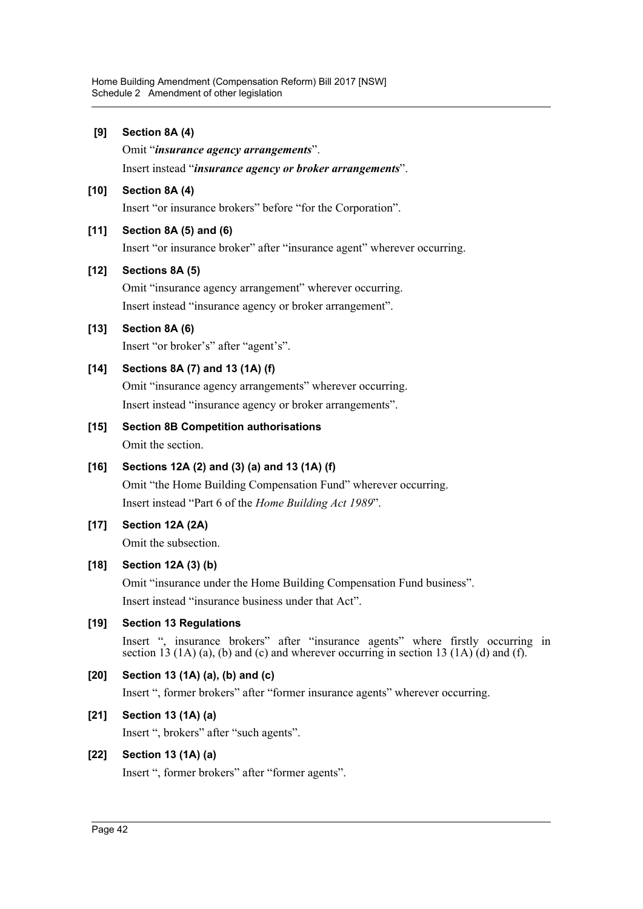**[9] Section 8A (4)**

Omit "***insurance agency arrangements***".

Insert instead "***insurance agency or broker arrangements***".

**[10] Section 8A (4)**

Insert "or insurance brokers" before "for the Corporation".

**[11] Section 8A (5) and (6)**

Insert "or insurance broker" after "insurance agent" wherever occurring.

**[12] Sections 8A (5)**

Omit "insurance agency arrangement" wherever occurring.

Insert instead "insurance agency or broker arrangement".

**[13] Section 8A (6)**

Insert "or broker's" after "agent's".

**[14] Sections 8A (7) and 13 (1A) (f)**

Omit "insurance agency arrangements" wherever occurring.

Insert instead "insurance agency or broker arrangements".

**[15] Section 8B Competition authorisations**

Omit the section.

**[16] Sections 12A (2) and (3) (a) and 13 (1A) (f)**

Omit "the Home Building Compensation Fund" wherever occurring.

Insert instead "Part 6 of the *Home Building Act 1989*".

**[17] Section 12A (2A)**

Omit the subsection.

**[18] Section 12A (3) (b)**

Omit "insurance under the Home Building Compensation Fund business".

Insert instead "insurance business under that Act".

**[19] Section 13 Regulations**

Insert ", insurance brokers" after "insurance agents" where firstly occurring in section 13 (1A) (a), (b) and (c) and wherever occurring in section 13 (1A) (d) and (f).

**[20] Section 13 (1A) (a), (b) and (c)**

Insert ", former brokers" after "former insurance agents" wherever occurring.

**[21] Section 13 (1A) (a)**

Insert ", brokers" after "such agents".

**[22] Section 13 (1A) (a)**

Insert ", former brokers" after "former agents".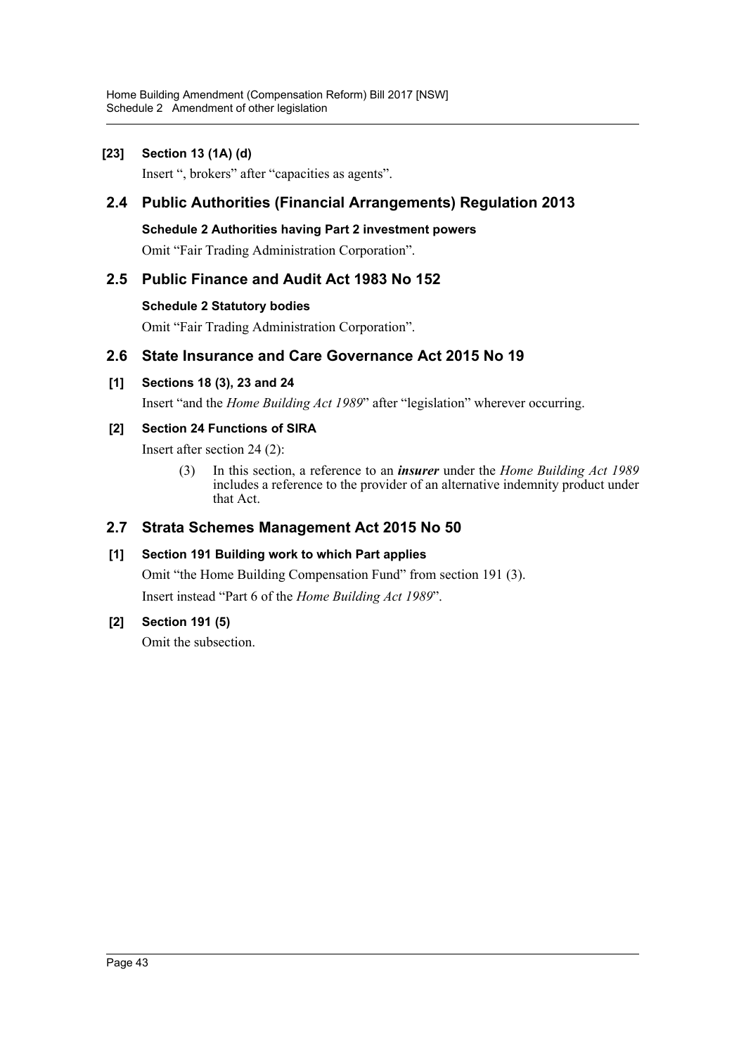**[23] Section 13 (1A) (d)**

Insert ", brokers" after "capacities as agents".

## 2.4 Public Authorities (Financial Arrangements) Regulation 2013

**Schedule 2 Authorities having Part 2 investment powers**

Omit "Fair Trading Administration Corporation".

## 2.5 Public Finance and Audit Act 1983 No 152

**Schedule 2 Statutory bodies**

Omit "Fair Trading Administration Corporation".

## 2.6 State Insurance and Care Governance Act 2015 No 19

**[1] Sections 18 (3), 23 and 24**

Insert "and the *Home Building Act 1989*" after "legislation" wherever occurring.

**[2] Section 24 Functions of SIRA**

Insert after section 24 (2):

> (3) In this section, a reference to an ***insurer*** under the *Home Building Act 1989* includes a reference to the provider of an alternative indemnity product under that Act.

## 2.7 Strata Schemes Management Act 2015 No 50

**[1] Section 191 Building work to which Part applies**

Omit "the Home Building Compensation Fund" from section 191 (3).

Insert instead "Part 6 of the *Home Building Act 1989*".

**[2] Section 191 (5)**

Omit the subsection.